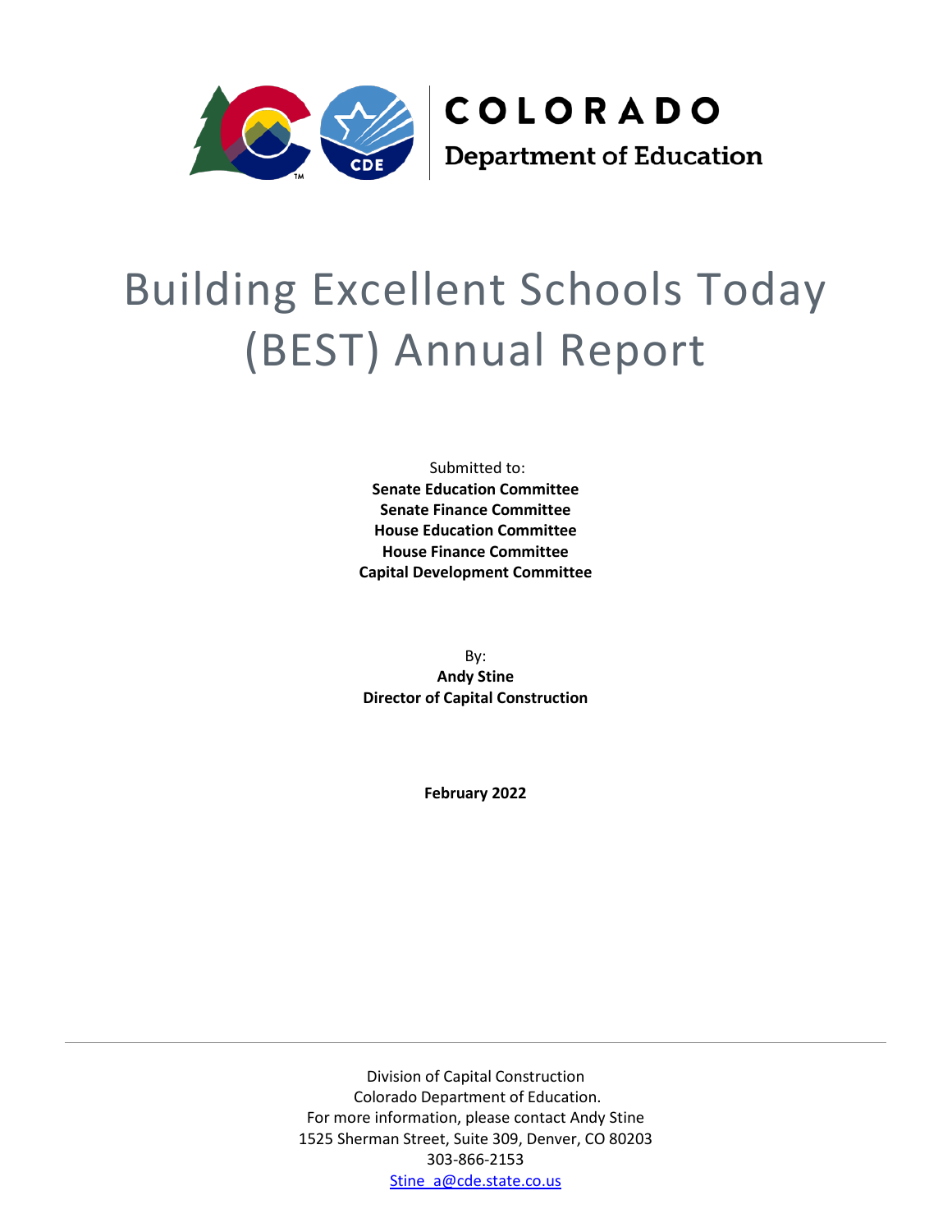COLORADO
Department of Education

# Building Excellent Schools Today (BEST) Annual Report

Submitted to:
**Senate Education Committee**
**Senate Finance Committee**
**House Education Committee**
**House Finance Committee**
**Capital Development Committee**

By:
**Andy Stine**
**Director of Capital Construction**

**February 2022**

Division of Capital Construction
Colorado Department of Education.
For more information, please contact Andy Stine
1525 Sherman Street, Suite 309, Denver, CO 80203
303-866-2153
Stine_a@cde.state.co.us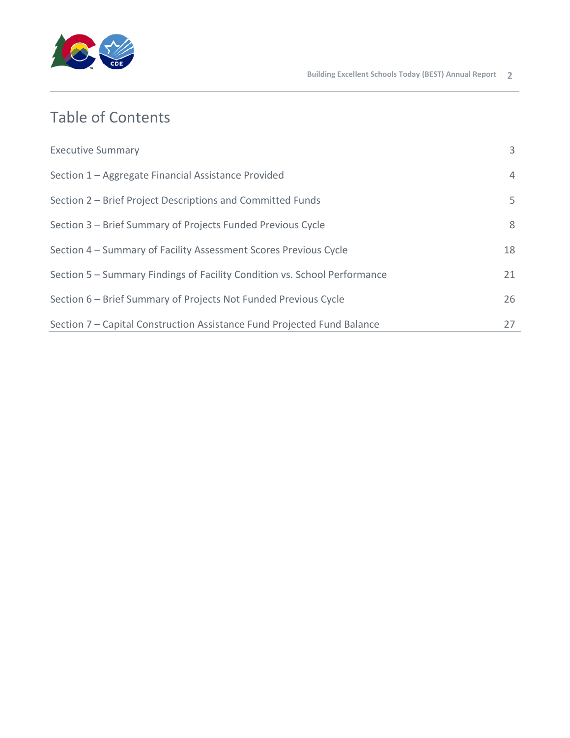# Table of Contents

| | |
|---|---|
| Executive Summary | 3 |
| Section 1 – Aggregate Financial Assistance Provided | 4 |
| Section 2 – Brief Project Descriptions and Committed Funds | 5 |
| Section 3 – Brief Summary of Projects Funded Previous Cycle | 8 |
| Section 4 – Summary of Facility Assessment Scores Previous Cycle | 18 |
| Section 5 – Summary Findings of Facility Condition vs. School Performance | 21 |
| Section 6 – Brief Summary of Projects Not Funded Previous Cycle | 26 |
| Section 7 – Capital Construction Assistance Fund Projected Fund Balance | 27 |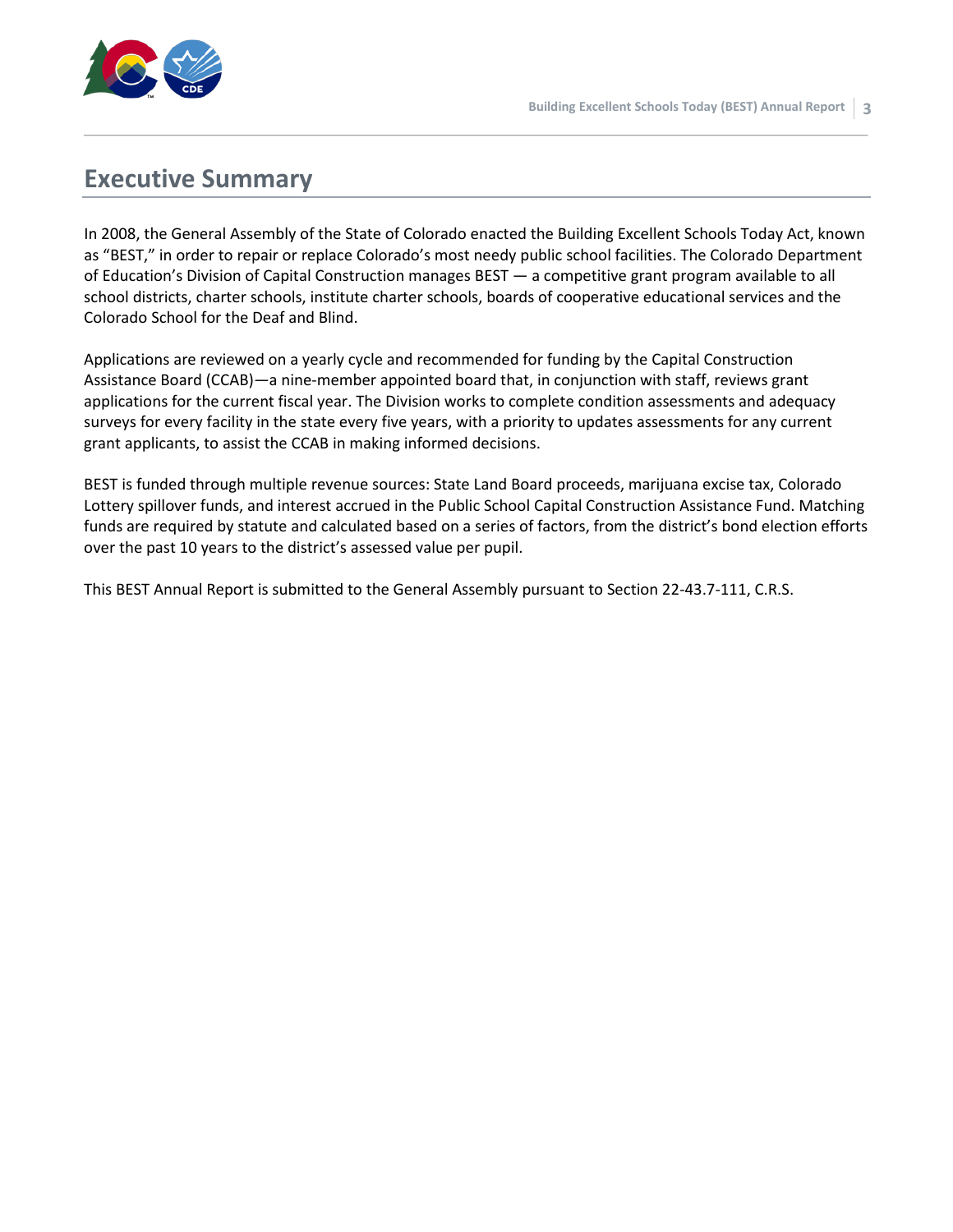# Executive Summary

In 2008, the General Assembly of the State of Colorado enacted the Building Excellent Schools Today Act, known as "BEST," in order to repair or replace Colorado's most needy public school facilities. The Colorado Department of Education's Division of Capital Construction manages BEST — a competitive grant program available to all school districts, charter schools, institute charter schools, boards of cooperative educational services and the Colorado School for the Deaf and Blind.

Applications are reviewed on a yearly cycle and recommended for funding by the Capital Construction Assistance Board (CCAB)—a nine-member appointed board that, in conjunction with staff, reviews grant applications for the current fiscal year. The Division works to complete condition assessments and adequacy surveys for every facility in the state every five years, with a priority to updates assessments for any current grant applicants, to assist the CCAB in making informed decisions.

BEST is funded through multiple revenue sources: State Land Board proceeds, marijuana excise tax, Colorado Lottery spillover funds, and interest accrued in the Public School Capital Construction Assistance Fund. Matching funds are required by statute and calculated based on a series of factors, from the district's bond election efforts over the past 10 years to the district's assessed value per pupil.

This BEST Annual Report is submitted to the General Assembly pursuant to Section 22-43.7-111, C.R.S.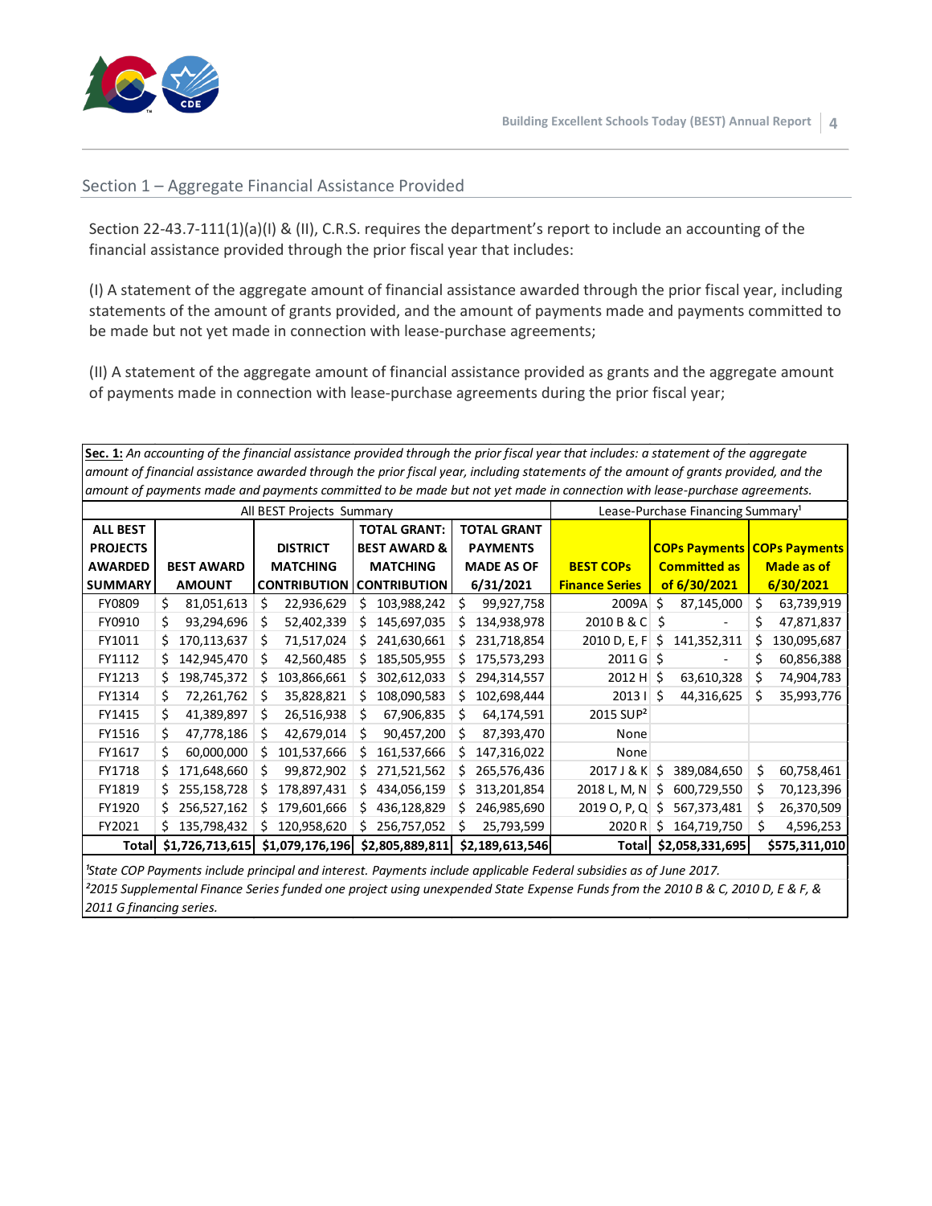## Section 1 – Aggregate Financial Assistance Provided

Section 22-43.7-111(1)(a)(I) & (II), C.R.S. requires the department's report to include an accounting of the financial assistance provided through the prior fiscal year that includes:

(I) A statement of the aggregate amount of financial assistance awarded through the prior fiscal year, including statements of the amount of grants provided, and the amount of payments made and payments committed to be made but not yet made in connection with lease-purchase agreements;

(II) A statement of the aggregate amount of financial assistance provided as grants and the aggregate amount of payments made in connection with lease-purchase agreements during the prior fiscal year;

**Sec. 1:** *An accounting of the financial assistance provided through the prior fiscal year that includes: a statement of the aggregate amount of financial assistance awarded through the prior fiscal year, including statements of the amount of grants provided, and the amount of payments made and payments committed to be made but not yet made in connection with lease-purchase agreements.*

| All BEST Projects Summary | | | | | Lease-Purchase Financing Summary[1] | | |
|---|---|---|---|---|---|---|---|
| **ALL BEST PROJECTS AWARDED SUMMARY** | **BEST AWARD AMOUNT** | **DISTRICT MATCHING CONTRIBUTION** | **TOTAL GRANT: BEST AWARD & MATCHING CONTRIBUTION** | **TOTAL GRANT PAYMENTS MADE AS OF 6/31/2021** | **BEST COPs Finance Series** | **COPs Payments Committed as of 6/30/2021** | **COPs Payments Made as of 6/30/2021** |
| FY0809 | $ 81,051,613 | $ 22,936,629 | $ 103,988,242 | $ 99,927,758 | 2009A | $ 87,145,000 | $ 63,739,919 |
| FY0910 | $ 93,294,696 | $ 52,402,339 | $ 145,697,035 | $ 134,938,978 | 2010 B & C | $ - | $ 47,871,837 |
| FY1011 | $ 170,113,637 | $ 71,517,024 | $ 241,630,661 | $ 231,718,854 | 2010 D, E, F | $ 141,352,311 | $ 130,095,687 |
| FY1112 | $ 142,945,470 | $ 42,560,485 | $ 185,505,955 | $ 175,573,293 | 2011 G | $ - | $ 60,856,388 |
| FY1213 | $ 198,745,372 | $ 103,866,661 | $ 302,612,033 | $ 294,314,557 | 2012 H | $ 63,610,328 | $ 74,904,783 |
| FY1314 | $ 72,261,762 | $ 35,828,821 | $ 108,090,583 | $ 102,698,444 | 2013 I | $ 44,316,625 | $ 35,993,776 |
| FY1415 | $ 41,389,897 | $ 26,516,938 | $ 67,906,835 | $ 64,174,591 | 2015 SUP[2] | | |
| FY1516 | $ 47,778,186 | $ 42,679,014 | $ 90,457,200 | $ 87,393,470 | None | | |
| FY1617 | $ 60,000,000 | $ 101,537,666 | $ 161,537,666 | $ 147,316,022 | None | | |
| FY1718 | $ 171,648,660 | $ 99,872,902 | $ 271,521,562 | $ 265,576,436 | 2017 J & K | $ 389,084,650 | $ 60,758,461 |
| FY1819 | $ 255,158,728 | $ 178,897,431 | $ 434,056,159 | $ 313,201,854 | 2018 L, M, N | $ 600,729,550 | $ 70,123,396 |
| FY1920 | $ 256,527,162 | $ 179,601,666 | $ 436,128,829 | $ 246,985,690 | 2019 O, P, Q | $ 567,373,481 | $ 26,370,509 |
| FY2021 | $ 135,798,432 | $ 120,958,620 | $ 256,757,052 | $ 25,793,599 | 2020 R | $ 164,719,750 | $ 4,596,253 |
| **Total** | **$1,726,713,615** | **$1,079,176,196** | **$2,805,889,811** | **$2,189,613,546** | **Total** | **$2,058,331,695** | **$575,311,010** |

*[1]State COP Payments include principal and interest. Payments include applicable Federal subsidies as of June 2017.*
*[2]2015 Supplemental Finance Series funded one project using unexpended State Expense Funds from the 2010 B & C, 2010 D, E & F, & 2011 G financing series.*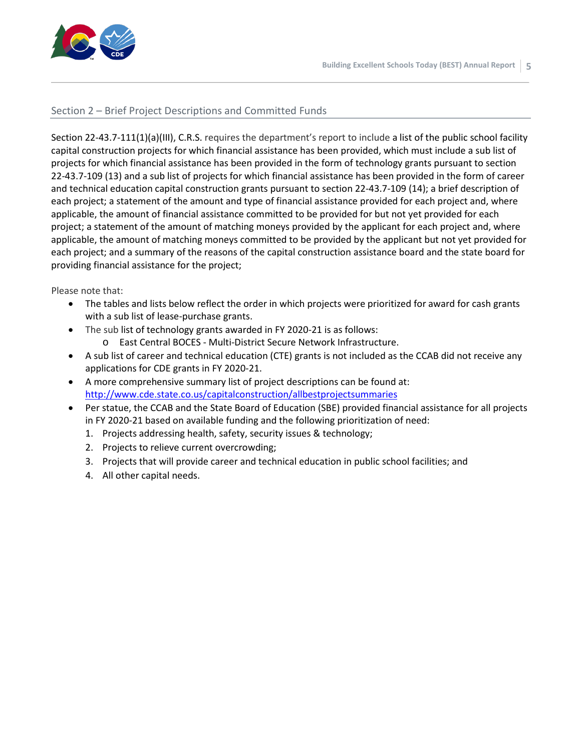## Section 2 – Brief Project Descriptions and Committed Funds

Section 22-43.7-111(1)(a)(III), C.R.S. requires the department's report to include a list of the public school facility capital construction projects for which financial assistance has been provided, which must include a sub list of projects for which financial assistance has been provided in the form of technology grants pursuant to section 22-43.7-109 (13) and a sub list of projects for which financial assistance has been provided in the form of career and technical education capital construction grants pursuant to section 22-43.7-109 (14); a brief description of each project; a statement of the amount and type of financial assistance provided for each project and, where applicable, the amount of financial assistance committed to be provided for but not yet provided for each project; a statement of the amount of matching moneys provided by the applicant for each project and, where applicable, the amount of matching moneys committed to be provided by the applicant but not yet provided for each project; and a summary of the reasons of the capital construction assistance board and the state board for providing financial assistance for the project;

Please note that:

- The tables and lists below reflect the order in which projects were prioritized for award for cash grants with a sub list of lease-purchase grants.
- The sub list of technology grants awarded in FY 2020-21 is as follows:
  - East Central BOCES - Multi-District Secure Network Infrastructure.
- A sub list of career and technical education (CTE) grants is not included as the CCAB did not receive any applications for CDE grants in FY 2020-21.
- A more comprehensive summary list of project descriptions can be found at: http://www.cde.state.co.us/capitalconstruction/allbestprojectsummaries
- Per statue, the CCAB and the State Board of Education (SBE) provided financial assistance for all projects in FY 2020-21 based on available funding and the following prioritization of need:
  1. Projects addressing health, safety, security issues & technology;
  2. Projects to relieve current overcrowding;
  3. Projects that will provide career and technical education in public school facilities; and
  4. All other capital needs.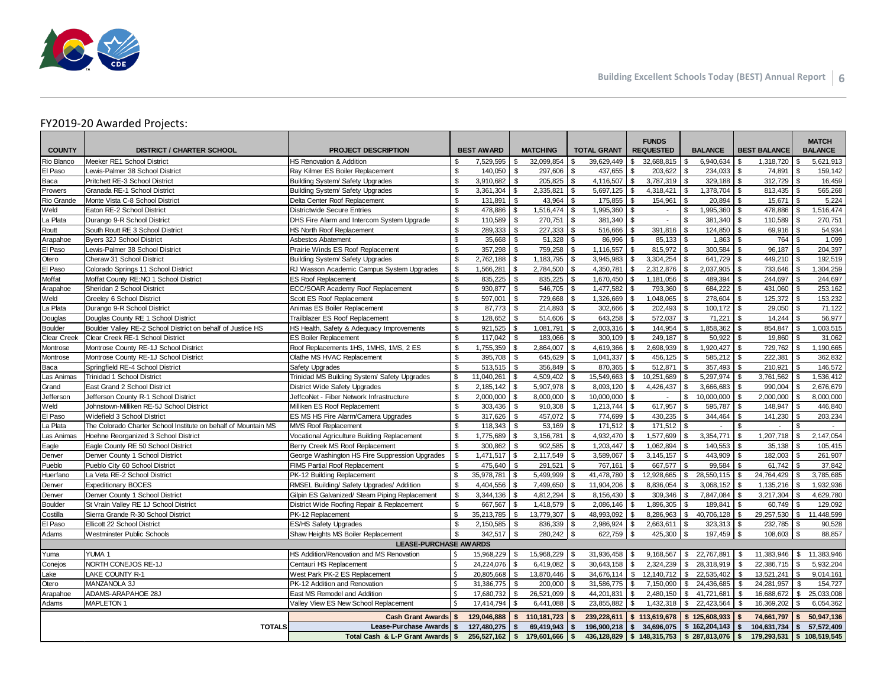## FY2019-20 Awarded Projects:

| COUNTY | DISTRICT / CHARTER SCHOOL | PROJECT DESCRIPTION | BEST AWARD | MATCHING | TOTAL GRANT | FUNDS REQUESTED | BALANCE | BEST BALANCE | MATCH BALANCE |
|---|---|---|---|---|---|---|---|---|---|
| Rio Blanco | Meeker RE1 School District | HS Renovation & Addition | $ 7,529,595 | $ 32,099,854 | $ 39,629,449 | $ 32,688,815 | $ 6,940,634 | $ 1,318,720 | $ 5,621,913 |
| El Paso | Lewis-Palmer 38 School District | Ray Kilmer ES Boiler Replacement | $ 140,050 | $ 297,606 | $ 437,655 | $ 203,622 | $ 234,033 | $ 74,891 | $ 159,142 |
| Baca | Pritchett RE-3 School District | Building System/ Safety Upgrades | $ 3,910,682 | $ 205,825 | $ 4,116,507 | $ 3,787,319 | $ 329,188 | $ 312,729 | $ 16,459 |
| Prowers | Granada RE-1 School District | Building System/ Safety Upgrades | $ 3,361,304 | $ 2,335,821 | $ 5,697,125 | $ 4,318,421 | $ 1,378,704 | $ 813,435 | $ 565,268 |
| Rio Grande | Monte Vista C-8 School District | Delta Center Roof Replacement | $ 131,891 | $ 43,964 | $ 175,855 | $ 154,961 | $ 20,894 | $ 15,671 | $ 5,224 |
| Weld | Eaton RE-2 School District | Districtwide Secure Entries | $ 478,886 | $ 1,516,474 | $ 1,995,360 | $ - | $ 1,995,360 | $ 478,886 | $ 1,516,474 |
| La Plata | Durango 9-R School District | DHS Fire Alarm and Intercom System Upgrade | $ 110,589 | $ 270,751 | $ 381,340 | $ - | $ 381,340 | $ 110,589 | $ 270,751 |
| Routt | South Routt RE 3 School District | HS North Roof Replacement | $ 289,333 | $ 227,333 | $ 516,666 | $ 391,816 | $ 124,850 | $ 69,916 | $ 54,934 |
| Arapahoe | Byers 32J School District | Asbestos Abatement | $ 35,668 | $ 51,328 | $ 86,996 | $ 85,133 | $ 1,863 | $ 764 | $ 1,099 |
| El Paso | Lewis-Palmer 38 School District | Prairie Winds ES Roof Replacement | $ 357,298 | $ 759,258 | $ 1,116,557 | $ 815,972 | $ 300,584 | $ 96,187 | $ 204,397 |
| Otero | Cheraw 31 School District | Building System/ Safety Upgrades | $ 2,762,188 | $ 1,183,795 | $ 3,945,983 | $ 3,304,254 | $ 641,729 | $ 449,210 | $ 192,519 |
| El Paso | Colorado Springs 11 School District | RJ Wasson Academic Campus System Upgrades | $ 1,566,281 | $ 2,784,500 | $ 4,350,781 | $ 2,312,876 | $ 2,037,905 | $ 733,646 | $ 1,304,259 |
| Moffat | Moffat County RE:NO 1 School District | ES Roof Replacement | $ 835,225 | $ 835,225 | $ 1,670,450 | $ 1,181,056 | $ 489,394 | $ 244,697 | $ 244,697 |
| Arapahoe | Sheridan 2 School District | ECC/SOAR Academy Roof Replacement | $ 930,877 | $ 546,705 | $ 1,477,582 | $ 793,360 | $ 684,222 | $ 431,060 | $ 253,162 |
| Weld | Greeley 6 School District | Scott ES Roof Replacement | $ 597,001 | $ 729,668 | $ 1,326,669 | $ 1,048,065 | $ 278,604 | $ 125,372 | $ 153,232 |
| La Plata | Durango 9-R School District | Animas ES Boiler Replacement | $ 87,773 | $ 214,893 | $ 302,666 | $ 202,493 | $ 100,172 | $ 29,050 | $ 71,122 |
| Douglas | Douglas County RE 1 School District | Trailblazer ES Roof Replacement | $ 128,652 | $ 514,606 | $ 643,258 | $ 572,037 | $ 71,221 | $ 14,244 | $ 56,977 |
| Boulder | Boulder Valley RE-2 School District on behalf of Justice HS | HS Health, Safety & Adequacy Improvements | $ 921,525 | $ 1,081,791 | $ 2,003,316 | $ 144,954 | $ 1,858,362 | $ 854,847 | $ 1,003,515 |
| Clear Creek | Clear Creek RE-1 School District | ES Boiler Replacement | $ 117,042 | $ 183,066 | $ 300,109 | $ 249,187 | $ 50,922 | $ 19,860 | $ 31,062 |
| Montrose | Montrose County RE-1J School District | Roof Replacements 1HS, 1MHS, 1MS, 2 ES | $ 1,755,359 | $ 2,864,007 | $ 4,619,366 | $ 2,698,939 | $ 1,920,427 | $ 729,762 | $ 1,190,665 |
| Montrose | Montrose County RE-1J School District | Olathe MS HVAC Replacement | $ 395,708 | $ 645,629 | $ 1,041,337 | $ 456,125 | $ 585,212 | $ 222,381 | $ 362,832 |
| Baca | Springfield RE-4 School District | Safety Upgrades | $ 513,515 | $ 356,849 | $ 870,365 | $ 512,871 | $ 357,493 | $ 210,921 | $ 146,572 |
| Las Animas | Trinidad 1 School District | Trinidad MS Building System/ Safety Upgrades | $ 11,040,261 | $ 4,509,402 | $ 15,549,663 | $ 10,251,689 | $ 5,297,974 | $ 3,761,562 | $ 1,536,412 |
| Grand | East Grand 2 School District | District Wide Safety Upgrades | $ 2,185,142 | $ 5,907,978 | $ 8,093,120 | $ 4,426,437 | $ 3,666,683 | $ 990,004 | $ 2,676,679 |
| Jefferson | Jefferson County R-1 School District | JeffcoNet - Fiber Network Infrastructure | $ 2,000,000 | $ 8,000,000 | $ 10,000,000 | $ - | $ 10,000,000 | $ 2,000,000 | $ 8,000,000 |
| Weld | Johnstown-Milliken RE-5J School District | Milliken ES Roof Replacement | $ 303,436 | $ 910,308 | $ 1,213,744 | $ 617,957 | $ 595,787 | $ 148,947 | $ 446,840 |
| El Paso | Widefield 3 School District | ES MS HS Fire Alarm/Camera Upgrades | $ 317,626 | $ 457,072 | $ 774,699 | $ 430,235 | $ 344,464 | $ 141,230 | $ 203,234 |
| La Plata | The Colorado Charter School Institute on behalf of Mountain MS | MMS Roof Replacement | $ 118,343 | $ 53,169 | $ 171,512 | $ 171,512 | $ - | $ - | $ - |
| Las Animas | Hoehne Reorganized 3 School District | Vocational Agriculture Building Replacement | $ 1,775,689 | $ 3,156,781 | $ 4,932,470 | $ 1,577,699 | $ 3,354,771 | $ 1,207,718 | $ 2,147,054 |
| Eagle | Eagle County RE 50 School District | Berry Creek MS Roof Replacement | $ 300,862 | $ 902,585 | $ 1,203,447 | $ 1,062,894 | $ 140,553 | $ 35,138 | $ 105,415 |
| Denver | Denver County 1 School District | George Washington HS Fire Suppression Upgrades | $ 1,471,517 | $ 2,117,549 | $ 3,589,067 | $ 3,145,157 | $ 443,909 | $ 182,003 | $ 261,907 |
| Pueblo | Pueblo City 60 School District | FIMS Partial Roof Replacement | $ 475,640 | $ 291,521 | $ 767,161 | $ 667,577 | $ 99,584 | $ 61,742 | $ 37,842 |
| Huerfano | La Veta RE-2 School District | PK-12 Building Replacement | $ 35,978,781 | $ 5,499,999 | $ 41,478,780 | $ 12,928,665 | $ 28,550,115 | $ 24,764,429 | $ 3,785,685 |
| Denver | Expeditionary BOCES | RMSEL Building/ Safety Upgrades/ Addition | $ 4,404,556 | $ 7,499,650 | $ 11,904,206 | $ 8,836,054 | $ 3,068,152 | $ 1,135,216 | $ 1,932,936 |
| Denver | Denver County 1 School District | Gilpin ES Galvanized/ Steam Piping Replacement | $ 3,344,136 | $ 4,812,294 | $ 8,156,430 | $ 309,346 | $ 7,847,084 | $ 3,217,304 | $ 4,629,780 |
| Boulder | St Vrain Valley RE 1J School District | District Wide Roofing Repair & Replacement | $ 667,567 | $ 1,418,579 | $ 2,086,146 | $ 1,896,305 | $ 189,841 | $ 60,749 | $ 129,092 |
| Costilla | Sierra Grande R-30 School District | PK-12 Replacement | $ 35,213,785 | $ 13,779,307 | $ 48,993,092 | $ 8,286,963 | $ 40,706,128 | $ 29,257,530 | $ 11,448,599 |
| El Paso | Ellicott 22 School District | ES/HS Safety Upgrades | $ 2,150,585 | $ 836,339 | $ 2,986,924 | $ 2,663,611 | $ 323,313 | $ 232,785 | $ 90,528 |
| Adams | Westminster Public Schools | Shaw Heights MS Boiler Replacement | $ 342,517 | $ 280,242 | $ 622,759 | $ 425,300 | $ 197,459 | $ 108,603 | $ 88,857 |
| | | **LEASE-PURCHASE AWARDS** | | | | | | | |
| Yuma | YUMA 1 | HS Addition/Renovation and MS Renovation | $ 15,968,229 | $ 15,968,229 | $ 31,936,458 | $ 9,168,567 | $ 22,767,891 | $ 11,383,946 | $ 11,383,946 |
| Conejos | NORTH CONEJOS RE-1J | Centauri HS Replacement | $ 24,224,076 | $ 6,419,082 | $ 30,643,158 | $ 2,324,239 | $ 28,318,919 | $ 22,386,715 | $ 5,932,204 |
| Lake | LAKE COUNTY R-1 | West Park PK-2 ES Replacement | $ 20,805,668 | $ 13,870,446 | $ 34,676,114 | $ 12,140,712 | $ 22,535,402 | $ 13,521,241 | $ 9,014,161 |
| Otero | MANZANOLA 3J | PK-12 Addition and Renovation | $ 31,386,775 | $ 200,000 | $ 31,586,775 | $ 7,150,090 | $ 24,436,685 | $ 24,281,957 | $ 154,727 |
| Arapahoe | ADAMS-ARAPAHOE 28J | East MS Remodel and Addition | $ 17,680,732 | $ 26,521,099 | $ 44,201,831 | $ 2,480,150 | $ 41,721,681 | $ 16,688,672 | $ 25,033,008 |
| Adams | MAPLETON 1 | Valley View ES New School Replacement | $ 17,414,794 | $ 6,441,088 | $ 23,855,882 | $ 1,432,318 | $ 22,423,564 | $ 16,369,202 | $ 6,054,362 |
| | **TOTALS** | **Cash Grant Awards** | **$ 129,046,888** | **$ 110,181,723** | **$ 239,228,611** | **$ 113,619,678** | **$ 125,608,933** | **$ 74,661,797** | **$ 50,947,136** |
| | | **Lease-Purchase Awards** | **$ 127,480,275** | **$ 69,419,943** | **$ 196,900,218** | **$ 34,696,075** | **$ 162,204,143** | **$ 104,631,734** | **$ 57,572,409** |
| | | **Total Cash & L-P Grant Awards** | **$ 256,527,162** | **$ 179,601,666** | **$ 436,128,829** | **$ 148,315,753** | **$ 287,813,076** | **$ 179,293,531** | **$ 108,519,545** |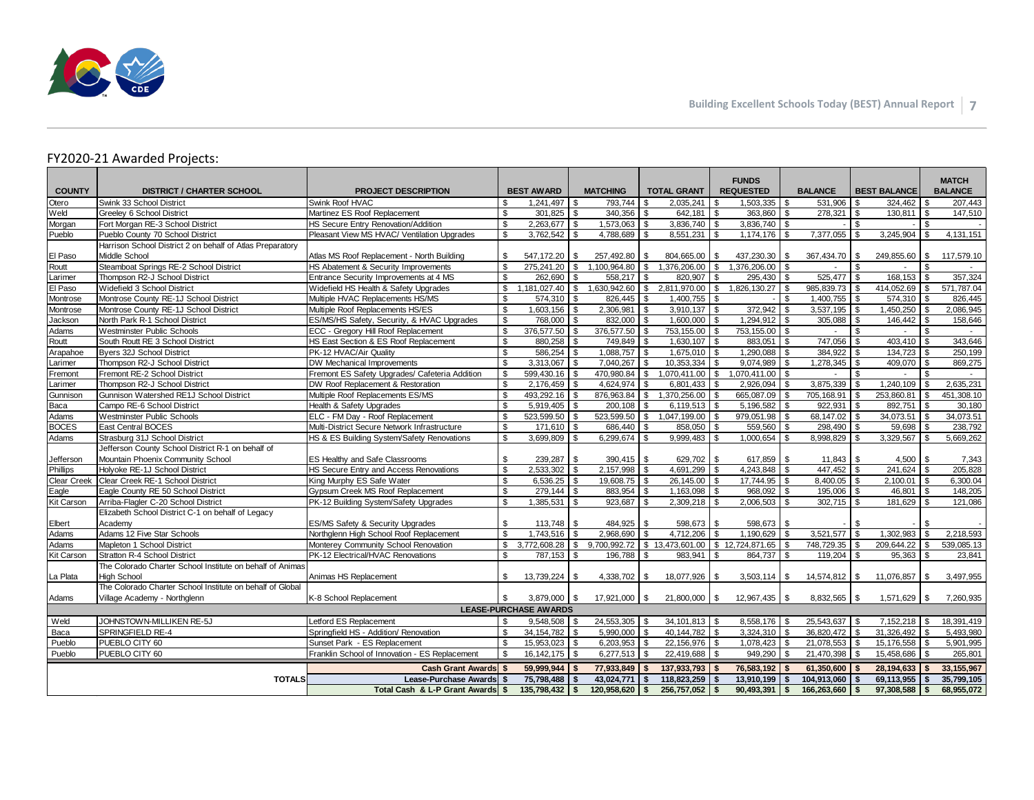## FY2020-21 Awarded Projects:

| COUNTY | DISTRICT / CHARTER SCHOOL | PROJECT DESCRIPTION | BEST AWARD | MATCHING | TOTAL GRANT | FUNDS REQUESTED | BALANCE | BEST BALANCE | MATCH BALANCE |
|---|---|---|---|---|---|---|---|---|---|
| Otero | Swink 33 School District | Swink Roof HVAC | $ 1,241,497 | $ 793,744 | $ 2,035,241 | $ 1,503,335 | $ 531,906 | $ 324,462 | $ 207,443 |
| Weld | Greeley 6 School District | Martinez ES Roof Replacement | $ 301,825 | $ 340,356 | $ 642,181 | $ 363,860 | $ 278,321 | $ 130,811 | $ 147,510 |
| Morgan | Fort Morgan RE-3 School District | HS Secure Entry Renovation/Addition | $ 2,263,677 | $ 1,573,063 | $ 3,836,740 | $ 3,836,740 | $ - | $ - | $ - |
| Pueblo | Pueblo County 70 School District | Pleasant View MS HVAC/ Ventilation Upgrades | $ 3,762,542 | $ 4,788,689 | $ 8,551,231 | $ 1,174,176 | $ 7,377,055 | $ 3,245,904 | $ 4,131,151 |
| El Paso | Harrison School District 2 on behalf of Atlas Preparatory Middle School | Atlas MS Roof Replacement - North Building | $ 547,172.20 | $ 257,492.80 | $ 804,665.00 | $ 437,230.30 | $ 367,434.70 | $ 249,855.60 | $ 117,579.10 |
| Routt | Steamboat Springs RE-2 School District | HS Abatement & Security Improvements | $ 275,241.20 | $ 1,100,964.80 | $ 1,376,206.00 | $ 1,376,206.00 | $ - | $ - | $ - |
| Larimer | Thompson R2-J School District | Entrance Security Improvements at 4 MS | $ 262,690 | $ 558,217 | $ 820,907 | $ 295,430 | $ 525,477 | $ 168,153 | $ 357,324 |
| El Paso | Widefield 3 School District | Widefield HS Health & Safety Upgrades | $ 1,181,027.40 | $ 1,630,942.60 | $ 2,811,970.00 | $ 1,826,130.27 | $ 985,839.73 | $ 414,052.69 | $ 571,787.04 |
| Montrose | Montrose County RE-1J School District | Multiple HVAC Replacements HS/MS | $ 574,310 | $ 826,445 | $ 1,400,755 | $ - | $ 1,400,755 | $ 574,310 | $ 826,445 |
| Montrose | Montrose County RE-1J School District | Multiple Roof Replacements HS/ES | $ 1,603,156 | $ 2,306,981 | $ 3,910,137 | $ 372,942 | $ 3,537,195 | $ 1,450,250 | $ 2,086,945 |
| Jackson | North Park R-1 School District | ES/MS/HS Safety, Security, & HVAC Upgrades | $ 768,000 | $ 832,000 | $ 1,600,000 | $ 1,294,912 | $ 305,088 | $ 146,442 | $ 158,646 |
| Adams | Westminster Public Schools | ECC - Gregory Hill Roof Replacement | $ 376,577.50 | $ 376,577.50 | $ 753,155.00 | $ 753,155.00 | $ - | $ - | $ - |
| Routt | South Routt RE 3 School District | HS East Section & ES Roof Replacement | $ 880,258 | $ 749,849 | $ 1,630,107 | $ 883,051 | $ 747,056 | $ 403,410 | $ 343,646 |
| Arapahoe | Byers 32J School District | PK-12 HVAC/Air Quality | $ 586,254 | $ 1,088,757 | $ 1,675,010 | $ 1,290,088 | $ 384,922 | $ 134,723 | $ 250,199 |
| Larimer | Thompson R2-J School District | DW Mechanical Improvements | $ 3,313,067 | $ 7,040,267 | $ 10,353,334 | $ 9,074,989 | $ 1,278,345 | $ 409,070 | $ 869,275 |
| Fremont | Fremont RE-2 School District | Fremont ES Safety Upgrades/ Cafeteria Addition | $ 599,430.16 | $ 470,980.84 | $ 1,070,411.00 | $ 1,070,411.00 | $ - | $ - | $ - |
| Larimer | Thompson R2-J School District | DW Roof Replacement & Restoration | $ 2,176,459 | $ 4,624,974 | $ 6,801,433 | $ 2,926,094 | $ 3,875,339 | $ 1,240,109 | $ 2,635,231 |
| Gunnison | Gunnison Watershed RE1J School District | Multiple Roof Replacements ES/MS | $ 493,292.16 | $ 876,963.84 | $ 1,370,256.00 | $ 665,087.09 | $ 705,168.91 | $ 253,860.81 | $ 451,308.10 |
| Baca | Campo RE-6 School District | Health & Safety Upgrades | $ 5,919,405 | $ 200,108 | $ 6,119,513 | $ 5,196,582 | $ 922,931 | $ 892,751 | $ 30,180 |
| Adams | Westminster Public Schools | ELC - FM Day - Roof Replacement | $ 523,599.50 | $ 523,599.50 | $ 1,047,199.00 | $ 979,051.98 | $ 68,147.02 | $ 34,073.51 | $ 34,073.51 |
| BOCES | East Central BOCES | Multi-District Secure Network Infrastructure | $ 171,610 | $ 686,440 | $ 858,050 | $ 559,560 | $ 298,490 | $ 59,698 | $ 238,792 |
| Adams | Strasburg 31J School District | HS & ES Building System/Safety Renovations | $ 3,699,809 | $ 6,299,674 | $ 9,999,483 | $ 1,000,654 | $ 8,998,829 | $ 3,329,567 | $ 5,669,262 |
| Jefferson | Jefferson County School District R-1 on behalf of Mountain Phoenix Community School | ES Healthy and Safe Classrooms | $ 239,287 | $ 390,415 | $ 629,702 | $ 617,859 | $ 11,843 | $ 4,500 | $ 7,343 |
| Phillips | Holyoke RE-1J School District | HS Secure Entry and Access Renovations | $ 2,533,302 | $ 2,157,998 | $ 4,691,299 | $ 4,243,848 | $ 447,452 | $ 241,624 | $ 205,828 |
| Clear Creek | Clear Creek RE-1 School District | King Murphy ES Safe Water | $ 6,536.25 | $ 19,608.75 | $ 26,145.00 | $ 17,744.95 | $ 8,400.05 | $ 2,100.01 | $ 6,300.04 |
| Eagle | Eagle County RE 50 School District | Gypsum Creek MS Roof Replacement | $ 279,144 | $ 883,954 | $ 1,163,098 | $ 968,092 | $ 195,006 | $ 46,801 | $ 148,205 |
| Kit Carson | Arriba-Flagler C-20 School District | PK-12 Building System/Safety Upgrades | $ 1,385,531 | $ 923,687 | $ 2,309,218 | $ 2,006,503 | $ 302,715 | $ 181,629 | $ 121,086 |
| Elbert | Elizabeth School District C-1 on behalf of Legacy Academy | ES/MS Safety & Security Upgrades | $ 113,748 | $ 484,925 | $ 598,673 | $ 598,673 | $ - | $ - | $ - |
| Adams | Adams 12 Five Star Schools | Northglenn High School Roof Replacement | $ 1,743,516 | $ 2,968,690 | $ 4,712,206 | $ 1,190,629 | $ 3,521,577 | $ 1,302,983 | $ 2,218,593 |
| Adams | Mapleton 1 School District | Monterey Community School Renovation | $ 3,772,608.28 | $ 9,700,992.72 | $ 13,473,601.00 | $ 12,724,871.65 | $ 748,729.35 | $ 209,644.22 | $ 539,085.13 |
| Kit Carson | Stratton R-4 School District | PK-12 Electrical/HVAC Renovations | $ 787,153 | $ 196,788 | $ 983,941 | $ 864,737 | $ 119,204 | $ 95,363 | $ 23,841 |
| La Plata | The Colorado Charter School Institute on behalf of Animas High School | Animas HS Replacement | $ 13,739,224 | $ 4,338,702 | $ 18,077,926 | $ 3,503,114 | $ 14,574,812 | $ 11,076,857 | $ 3,497,955 |
| Adams | The Colorado Charter School Institute on behalf of Global Village Academy - Northglenn | K-8 School Replacement | $ 3,879,000 | $ 17,921,000 | $ 21,800,000 | $ 12,967,435 | $ 8,832,565 | $ 1,571,629 | $ 7,260,935 |
| **LEASE-PURCHASE AWARDS** | | | | | | | | | |
| Weld | JOHNSTOWN-MILLIKEN RE-5J | Letford ES Replacement | $ 9,548,508 | $ 24,553,305 | $ 34,101,813 | $ 8,558,176 | $ 25,543,637 | $ 7,152,218 | $ 18,391,419 |
| Baca | SPRINGFIELD RE-4 | Springfield HS - Addition/ Renovation | $ 34,154,782 | $ 5,990,000 | $ 40,144,782 | $ 3,324,310 | $ 36,820,472 | $ 31,326,492 | $ 5,493,980 |
| Pueblo | PUEBLO CITY 60 | Sunset Park - ES Replacement | $ 15,953,023 | $ 6,203,953 | $ 22,156,976 | $ 1,078,423 | $ 21,078,553 | $ 15,176,558 | $ 5,901,995 |
| Pueblo | PUEBLO CITY 60 | Franklin School of Innovation - ES Replacement | $ 16,142,175 | $ 6,277,513 | $ 22,419,688 | $ 949,290 | $ 21,470,398 | $ 15,458,686 | $ 265,801 |
| | | **Cash Grant Awards** | **$ 59,999,944** | **$ 77,933,849** | **$ 137,933,793** | **$ 76,583,192** | **$ 61,350,600** | **$ 28,194,633** | **$ 33,155,967** |
| | **TOTALS** | **Lease-Purchase Awards** | **$ 75,798,488** | **$ 43,024,771** | **$ 118,823,259** | **$ 13,910,199** | **$ 104,913,060** | **$ 69,113,955** | **$ 35,799,105** |
| | | **Total Cash & L-P Grant Awards** | **$ 135,798,432** | **$ 120,958,620** | **$ 256,757,052** | **$ 90,493,391** | **$ 166,263,660** | **$ 97,308,588** | **$ 68,955,072** |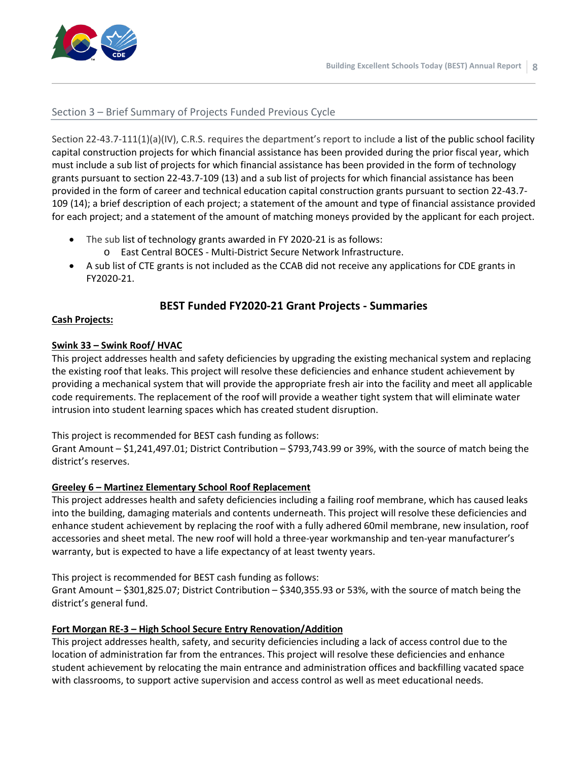## Section 3 – Brief Summary of Projects Funded Previous Cycle

Section 22-43.7-111(1)(a)(IV), C.R.S. requires the department's report to include a list of the public school facility capital construction projects for which financial assistance has been provided during the prior fiscal year, which must include a sub list of projects for which financial assistance has been provided in the form of technology grants pursuant to section 22-43.7-109 (13) and a sub list of projects for which financial assistance has been provided in the form of career and technical education capital construction grants pursuant to section 22-43.7-109 (14); a brief description of each project; a statement of the amount and type of financial assistance provided for each project; and a statement of the amount of matching moneys provided by the applicant for each project.

- The sub list of technology grants awarded in FY 2020-21 is as follows:
  - East Central BOCES - Multi-District Secure Network Infrastructure.
- A sub list of CTE grants is not included as the CCAB did not receive any applications for CDE grants in FY2020-21.

### BEST Funded FY2020-21 Grant Projects - Summaries

**Cash Projects:**

**Swink 33 – Swink Roof/ HVAC**

This project addresses health and safety deficiencies by upgrading the existing mechanical system and replacing the existing roof that leaks. This project will resolve these deficiencies and enhance student achievement by providing a mechanical system that will provide the appropriate fresh air into the facility and meet all applicable code requirements. The replacement of the roof will provide a weather tight system that will eliminate water intrusion into student learning spaces which has created student disruption.

This project is recommended for BEST cash funding as follows:
Grant Amount – $1,241,497.01; District Contribution – $793,743.99 or 39%, with the source of match being the district's reserves.

**Greeley 6 – Martinez Elementary School Roof Replacement**

This project addresses health and safety deficiencies including a failing roof membrane, which has caused leaks into the building, damaging materials and contents underneath. This project will resolve these deficiencies and enhance student achievement by replacing the roof with a fully adhered 60mil membrane, new insulation, roof accessories and sheet metal. The new roof will hold a three-year workmanship and ten-year manufacturer's warranty, but is expected to have a life expectancy of at least twenty years.

This project is recommended for BEST cash funding as follows:
Grant Amount – $301,825.07; District Contribution – $340,355.93 or 53%, with the source of match being the district's general fund.

**Fort Morgan RE-3 – High School Secure Entry Renovation/Addition**

This project addresses health, safety, and security deficiencies including a lack of access control due to the location of administration far from the entrances. This project will resolve these deficiencies and enhance student achievement by relocating the main entrance and administration offices and backfilling vacated space with classrooms, to support active supervision and access control as well as meet educational needs.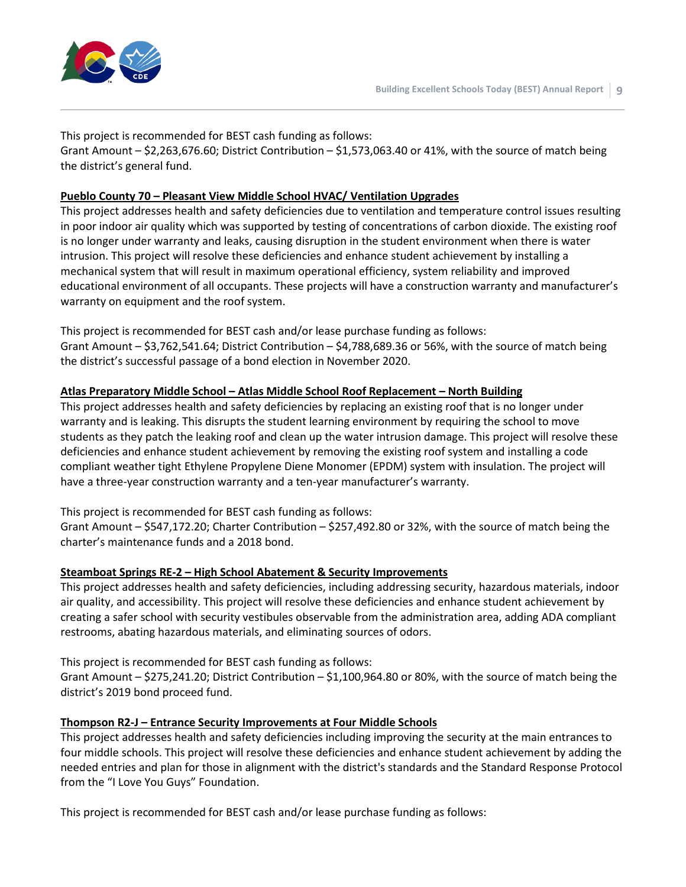This project is recommended for BEST cash funding as follows:
Grant Amount – $2,263,676.60; District Contribution – $1,573,063.40 or 41%, with the source of match being the district's general fund.

**Pueblo County 70 – Pleasant View Middle School HVAC/ Ventilation Upgrades**

This project addresses health and safety deficiencies due to ventilation and temperature control issues resulting in poor indoor air quality which was supported by testing of concentrations of carbon dioxide. The existing roof is no longer under warranty and leaks, causing disruption in the student environment when there is water intrusion. This project will resolve these deficiencies and enhance student achievement by installing a mechanical system that will result in maximum operational efficiency, system reliability and improved educational environment of all occupants. These projects will have a construction warranty and manufacturer's warranty on equipment and the roof system.

This project is recommended for BEST cash and/or lease purchase funding as follows:
Grant Amount – $3,762,541.64; District Contribution – $4,788,689.36 or 56%, with the source of match being the district's successful passage of a bond election in November 2020.

**Atlas Preparatory Middle School – Atlas Middle School Roof Replacement – North Building**

This project addresses health and safety deficiencies by replacing an existing roof that is no longer under warranty and is leaking. This disrupts the student learning environment by requiring the school to move students as they patch the leaking roof and clean up the water intrusion damage. This project will resolve these deficiencies and enhance student achievement by removing the existing roof system and installing a code compliant weather tight Ethylene Propylene Diene Monomer (EPDM) system with insulation. The project will have a three-year construction warranty and a ten-year manufacturer's warranty.

This project is recommended for BEST cash funding as follows:
Grant Amount – $547,172.20; Charter Contribution – $257,492.80 or 32%, with the source of match being the charter's maintenance funds and a 2018 bond.

**Steamboat Springs RE-2 – High School Abatement & Security Improvements**

This project addresses health and safety deficiencies, including addressing security, hazardous materials, indoor air quality, and accessibility. This project will resolve these deficiencies and enhance student achievement by creating a safer school with security vestibules observable from the administration area, adding ADA compliant restrooms, abating hazardous materials, and eliminating sources of odors.

This project is recommended for BEST cash funding as follows:
Grant Amount – $275,241.20; District Contribution – $1,100,964.80 or 80%, with the source of match being the district's 2019 bond proceed fund.

**Thompson R2-J – Entrance Security Improvements at Four Middle Schools**

This project addresses health and safety deficiencies including improving the security at the main entrances to four middle schools. This project will resolve these deficiencies and enhance student achievement by adding the needed entries and plan for those in alignment with the district's standards and the Standard Response Protocol from the "I Love You Guys" Foundation.

This project is recommended for BEST cash and/or lease purchase funding as follows: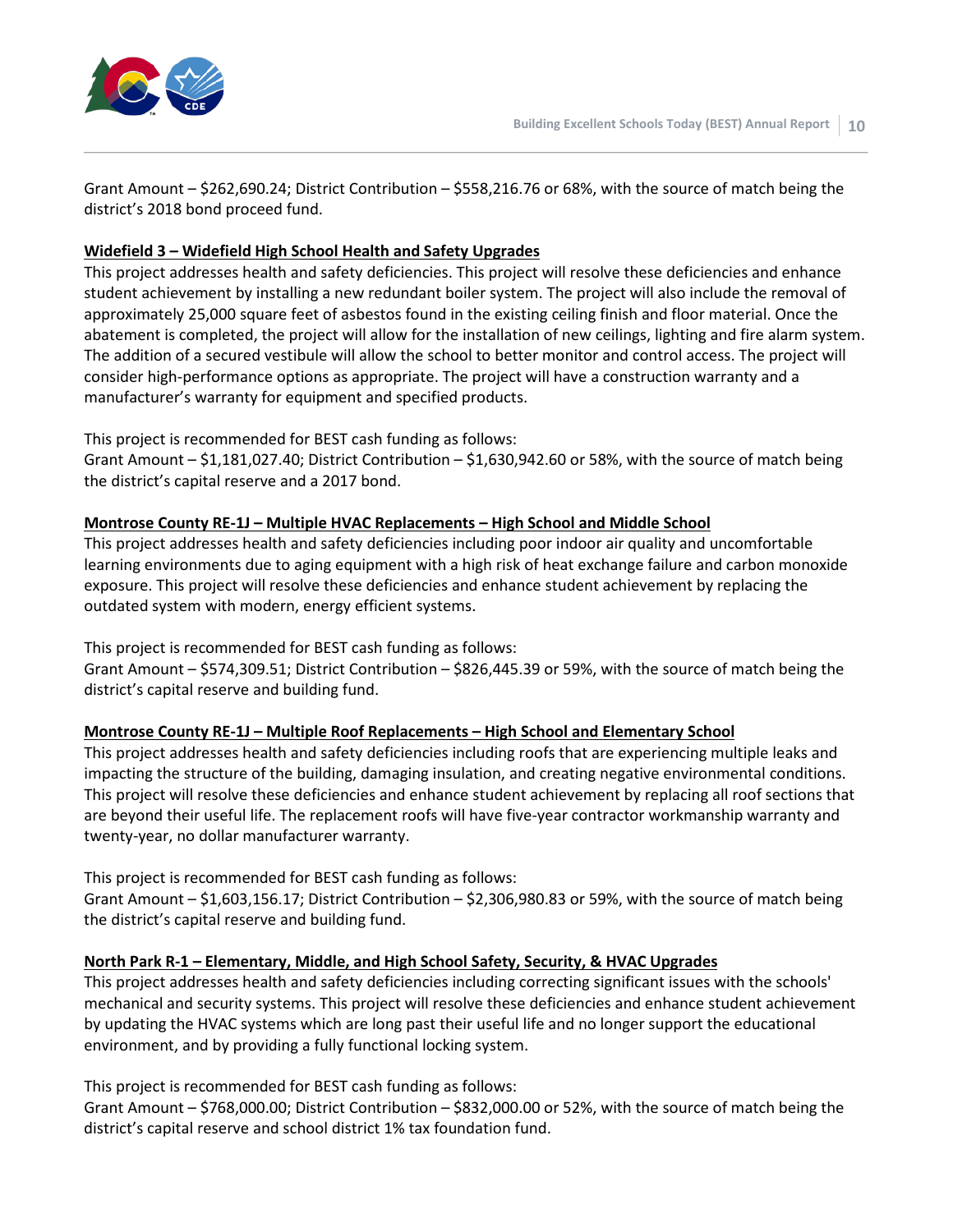Grant Amount – $262,690.24; District Contribution – $558,216.76 or 68%, with the source of match being the district's 2018 bond proceed fund.

**Widefield 3 – Widefield High School Health and Safety Upgrades**

This project addresses health and safety deficiencies. This project will resolve these deficiencies and enhance student achievement by installing a new redundant boiler system. The project will also include the removal of approximately 25,000 square feet of asbestos found in the existing ceiling finish and floor material. Once the abatement is completed, the project will allow for the installation of new ceilings, lighting and fire alarm system. The addition of a secured vestibule will allow the school to better monitor and control access. The project will consider high-performance options as appropriate. The project will have a construction warranty and a manufacturer's warranty for equipment and specified products.

This project is recommended for BEST cash funding as follows:
Grant Amount – $1,181,027.40; District Contribution – $1,630,942.60 or 58%, with the source of match being the district's capital reserve and a 2017 bond.

**Montrose County RE-1J – Multiple HVAC Replacements – High School and Middle School**

This project addresses health and safety deficiencies including poor indoor air quality and uncomfortable learning environments due to aging equipment with a high risk of heat exchange failure and carbon monoxide exposure. This project will resolve these deficiencies and enhance student achievement by replacing the outdated system with modern, energy efficient systems.

This project is recommended for BEST cash funding as follows:
Grant Amount – $574,309.51; District Contribution – $826,445.39 or 59%, with the source of match being the district's capital reserve and building fund.

**Montrose County RE-1J – Multiple Roof Replacements – High School and Elementary School**

This project addresses health and safety deficiencies including roofs that are experiencing multiple leaks and impacting the structure of the building, damaging insulation, and creating negative environmental conditions. This project will resolve these deficiencies and enhance student achievement by replacing all roof sections that are beyond their useful life. The replacement roofs will have five-year contractor workmanship warranty and twenty-year, no dollar manufacturer warranty.

This project is recommended for BEST cash funding as follows:
Grant Amount – $1,603,156.17; District Contribution – $2,306,980.83 or 59%, with the source of match being the district's capital reserve and building fund.

**North Park R-1 – Elementary, Middle, and High School Safety, Security, & HVAC Upgrades**

This project addresses health and safety deficiencies including correcting significant issues with the schools' mechanical and security systems. This project will resolve these deficiencies and enhance student achievement by updating the HVAC systems which are long past their useful life and no longer support the educational environment, and by providing a fully functional locking system.

This project is recommended for BEST cash funding as follows:
Grant Amount – $768,000.00; District Contribution – $832,000.00 or 52%, with the source of match being the district's capital reserve and school district 1% tax foundation fund.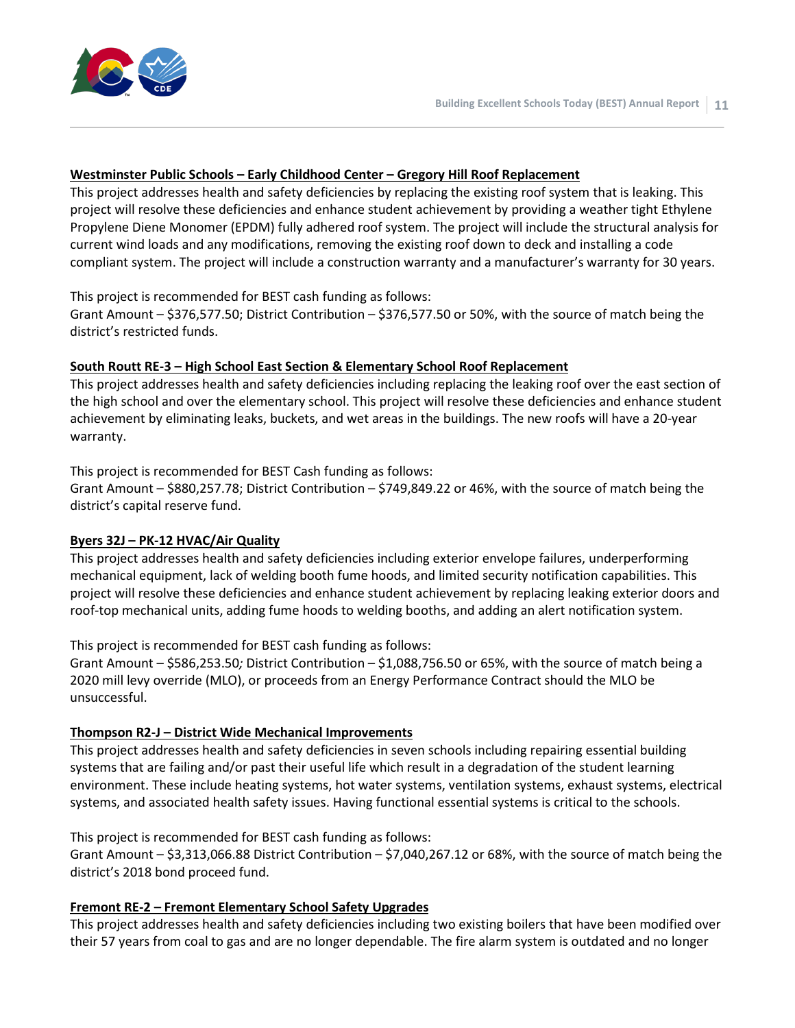**<u>Westminster Public Schools – Early Childhood Center – Gregory Hill Roof Replacement</u>**

This project addresses health and safety deficiencies by replacing the existing roof system that is leaking. This project will resolve these deficiencies and enhance student achievement by providing a weather tight Ethylene Propylene Diene Monomer (EPDM) fully adhered roof system. The project will include the structural analysis for current wind loads and any modifications, removing the existing roof down to deck and installing a code compliant system. The project will include a construction warranty and a manufacturer's warranty for 30 years.

This project is recommended for BEST cash funding as follows:
Grant Amount – $376,577.50; District Contribution – $376,577.50 or 50%, with the source of match being the district's restricted funds.

**<u>South Routt RE-3 – High School East Section & Elementary School Roof Replacement</u>**

This project addresses health and safety deficiencies including replacing the leaking roof over the east section of the high school and over the elementary school. This project will resolve these deficiencies and enhance student achievement by eliminating leaks, buckets, and wet areas in the buildings. The new roofs will have a 20-year warranty.

This project is recommended for BEST Cash funding as follows:
Grant Amount – $880,257.78; District Contribution – $749,849.22 or 46%, with the source of match being the district's capital reserve fund.

**<u>Byers 32J – PK-12 HVAC/Air Quality</u>**

This project addresses health and safety deficiencies including exterior envelope failures, underperforming mechanical equipment, lack of welding booth fume hoods, and limited security notification capabilities. This project will resolve these deficiencies and enhance student achievement by replacing leaking exterior doors and roof-top mechanical units, adding fume hoods to welding booths, and adding an alert notification system.

This project is recommended for BEST cash funding as follows:
Grant Amount – $586,253.50*;* District Contribution – $1,088,756.50 or 65%, with the source of match being a 2020 mill levy override (MLO), or proceeds from an Energy Performance Contract should the MLO be unsuccessful.

**<u>Thompson R2-J – District Wide Mechanical Improvements</u>**

This project addresses health and safety deficiencies in seven schools including repairing essential building systems that are failing and/or past their useful life which result in a degradation of the student learning environment. These include heating systems, hot water systems, ventilation systems, exhaust systems, electrical systems, and associated health safety issues. Having functional essential systems is critical to the schools.

This project is recommended for BEST cash funding as follows:
Grant Amount – $3,313,066.88 District Contribution – $7,040,267.12 or 68%, with the source of match being the district's 2018 bond proceed fund.

**<u>Fremont RE-2 – Fremont Elementary School Safety Upgrades</u>**

This project addresses health and safety deficiencies including two existing boilers that have been modified over their 57 years from coal to gas and are no longer dependable. The fire alarm system is outdated and no longer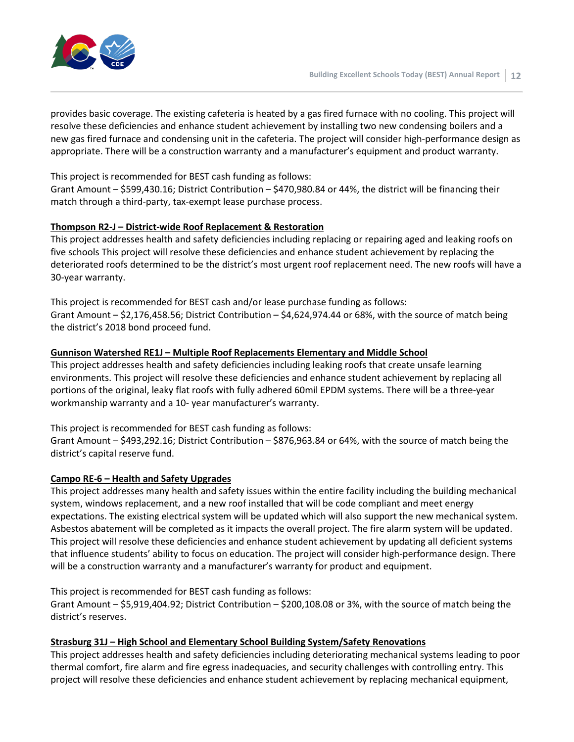provides basic coverage. The existing cafeteria is heated by a gas fired furnace with no cooling. This project will resolve these deficiencies and enhance student achievement by installing two new condensing boilers and a new gas fired furnace and condensing unit in the cafeteria. The project will consider high-performance design as appropriate. There will be a construction warranty and a manufacturer's equipment and product warranty.

This project is recommended for BEST cash funding as follows:
Grant Amount – $599,430.16; District Contribution – $470,980.84 or 44%, the district will be financing their match through a third-party, tax-exempt lease purchase process.

**Thompson R2-J – District-wide Roof Replacement & Restoration**

This project addresses health and safety deficiencies including replacing or repairing aged and leaking roofs on five schools This project will resolve these deficiencies and enhance student achievement by replacing the deteriorated roofs determined to be the district's most urgent roof replacement need. The new roofs will have a 30-year warranty.

This project is recommended for BEST cash and/or lease purchase funding as follows:
Grant Amount – $2,176,458.56; District Contribution – $4,624,974.44 or 68%, with the source of match being the district's 2018 bond proceed fund.

**Gunnison Watershed RE1J – Multiple Roof Replacements Elementary and Middle School**

This project addresses health and safety deficiencies including leaking roofs that create unsafe learning environments. This project will resolve these deficiencies and enhance student achievement by replacing all portions of the original, leaky flat roofs with fully adhered 60mil EPDM systems. There will be a three-year workmanship warranty and a 10- year manufacturer's warranty.

This project is recommended for BEST cash funding as follows:
Grant Amount – $493,292.16; District Contribution – $876,963.84 or 64%, with the source of match being the district's capital reserve fund.

**Campo RE-6 – Health and Safety Upgrades**

This project addresses many health and safety issues within the entire facility including the building mechanical system, windows replacement, and a new roof installed that will be code compliant and meet energy expectations. The existing electrical system will be updated which will also support the new mechanical system. Asbestos abatement will be completed as it impacts the overall project. The fire alarm system will be updated. This project will resolve these deficiencies and enhance student achievement by updating all deficient systems that influence students' ability to focus on education. The project will consider high-performance design. There will be a construction warranty and a manufacturer's warranty for product and equipment.

This project is recommended for BEST cash funding as follows:
Grant Amount – $5,919,404.92; District Contribution – $200,108.08 or 3%, with the source of match being the district's reserves.

**Strasburg 31J – High School and Elementary School Building System/Safety Renovations**

This project addresses health and safety deficiencies including deteriorating mechanical systems leading to poor thermal comfort, fire alarm and fire egress inadequacies, and security challenges with controlling entry. This project will resolve these deficiencies and enhance student achievement by replacing mechanical equipment,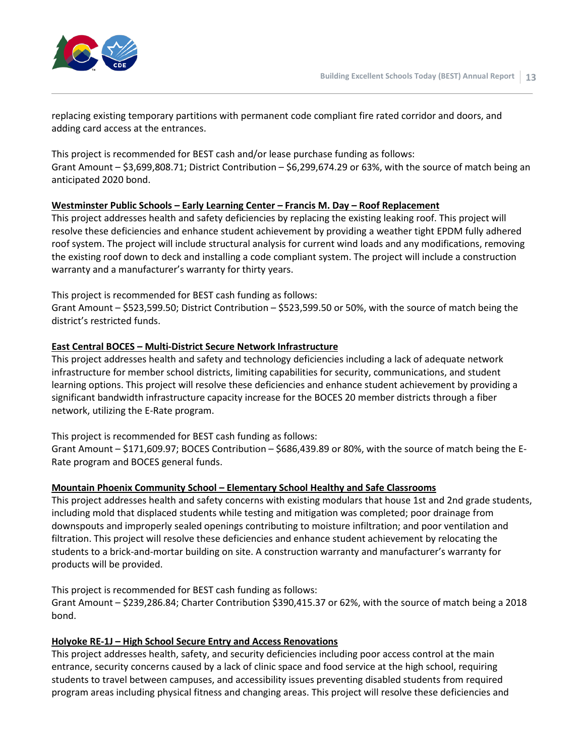replacing existing temporary partitions with permanent code compliant fire rated corridor and doors, and adding card access at the entrances.

This project is recommended for BEST cash and/or lease purchase funding as follows:
Grant Amount – $3,699,808.71; District Contribution – $6,299,674.29 or 63%, with the source of match being an anticipated 2020 bond.

**Westminster Public Schools – Early Learning Center – Francis M. Day – Roof Replacement**

This project addresses health and safety deficiencies by replacing the existing leaking roof. This project will resolve these deficiencies and enhance student achievement by providing a weather tight EPDM fully adhered roof system. The project will include structural analysis for current wind loads and any modifications, removing the existing roof down to deck and installing a code compliant system. The project will include a construction warranty and a manufacturer's warranty for thirty years.

This project is recommended for BEST cash funding as follows:
Grant Amount – $523,599.50; District Contribution – $523,599.50 or 50%, with the source of match being the district's restricted funds.

**East Central BOCES – Multi-District Secure Network Infrastructure**

This project addresses health and safety and technology deficiencies including a lack of adequate network infrastructure for member school districts, limiting capabilities for security, communications, and student learning options. This project will resolve these deficiencies and enhance student achievement by providing a significant bandwidth infrastructure capacity increase for the BOCES 20 member districts through a fiber network, utilizing the E-Rate program.

This project is recommended for BEST cash funding as follows:
Grant Amount – $171,609.97; BOCES Contribution – $686,439.89 or 80%, with the source of match being the E-Rate program and BOCES general funds.

**Mountain Phoenix Community School – Elementary School Healthy and Safe Classrooms**

This project addresses health and safety concerns with existing modulars that house 1st and 2nd grade students, including mold that displaced students while testing and mitigation was completed; poor drainage from downspouts and improperly sealed openings contributing to moisture infiltration; and poor ventilation and filtration. This project will resolve these deficiencies and enhance student achievement by relocating the students to a brick-and-mortar building on site. A construction warranty and manufacturer's warranty for products will be provided.

This project is recommended for BEST cash funding as follows:
Grant Amount – $239,286.84; Charter Contribution $390,415.37 or 62%, with the source of match being a 2018 bond.

**Holyoke RE-1J – High School Secure Entry and Access Renovations**

This project addresses health, safety, and security deficiencies including poor access control at the main entrance, security concerns caused by a lack of clinic space and food service at the high school, requiring students to travel between campuses, and accessibility issues preventing disabled students from required program areas including physical fitness and changing areas. This project will resolve these deficiencies and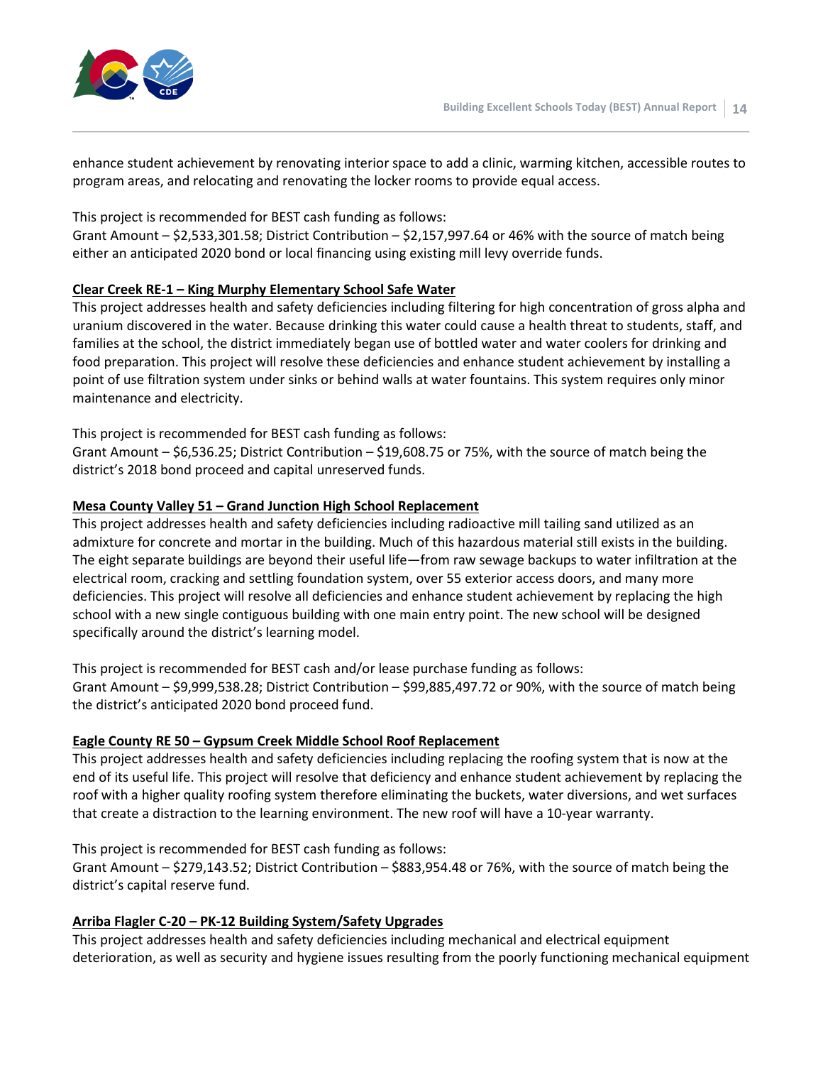enhance student achievement by renovating interior space to add a clinic, warming kitchen, accessible routes to program areas, and relocating and renovating the locker rooms to provide equal access.

This project is recommended for BEST cash funding as follows:
Grant Amount – $2,533,301.58; District Contribution – $2,157,997.64 or 46% with the source of match being either an anticipated 2020 bond or local financing using existing mill levy override funds.

**Clear Creek RE-1 – King Murphy Elementary School Safe Water**

This project addresses health and safety deficiencies including filtering for high concentration of gross alpha and uranium discovered in the water. Because drinking this water could cause a health threat to students, staff, and families at the school, the district immediately began use of bottled water and water coolers for drinking and food preparation. This project will resolve these deficiencies and enhance student achievement by installing a point of use filtration system under sinks or behind walls at water fountains. This system requires only minor maintenance and electricity.

This project is recommended for BEST cash funding as follows:
Grant Amount – $6,536.25; District Contribution – $19,608.75 or 75%, with the source of match being the district's 2018 bond proceed and capital unreserved funds.

**Mesa County Valley 51 – Grand Junction High School Replacement**

This project addresses health and safety deficiencies including radioactive mill tailing sand utilized as an admixture for concrete and mortar in the building. Much of this hazardous material still exists in the building. The eight separate buildings are beyond their useful life—from raw sewage backups to water infiltration at the electrical room, cracking and settling foundation system, over 55 exterior access doors, and many more deficiencies. This project will resolve all deficiencies and enhance student achievement by replacing the high school with a new single contiguous building with one main entry point. The new school will be designed specifically around the district's learning model.

This project is recommended for BEST cash and/or lease purchase funding as follows:
Grant Amount – $9,999,538.28; District Contribution – $99,885,497.72 or 90%, with the source of match being the district's anticipated 2020 bond proceed fund.

**Eagle County RE 50 – Gypsum Creek Middle School Roof Replacement**

This project addresses health and safety deficiencies including replacing the roofing system that is now at the end of its useful life. This project will resolve that deficiency and enhance student achievement by replacing the roof with a higher quality roofing system therefore eliminating the buckets, water diversions, and wet surfaces that create a distraction to the learning environment. The new roof will have a 10-year warranty.

This project is recommended for BEST cash funding as follows:
Grant Amount – $279,143.52; District Contribution – $883,954.48 or 76%, with the source of match being the district's capital reserve fund.

**Arriba Flagler C-20 – PK-12 Building System/Safety Upgrades**

This project addresses health and safety deficiencies including mechanical and electrical equipment deterioration, as well as security and hygiene issues resulting from the poorly functioning mechanical equipment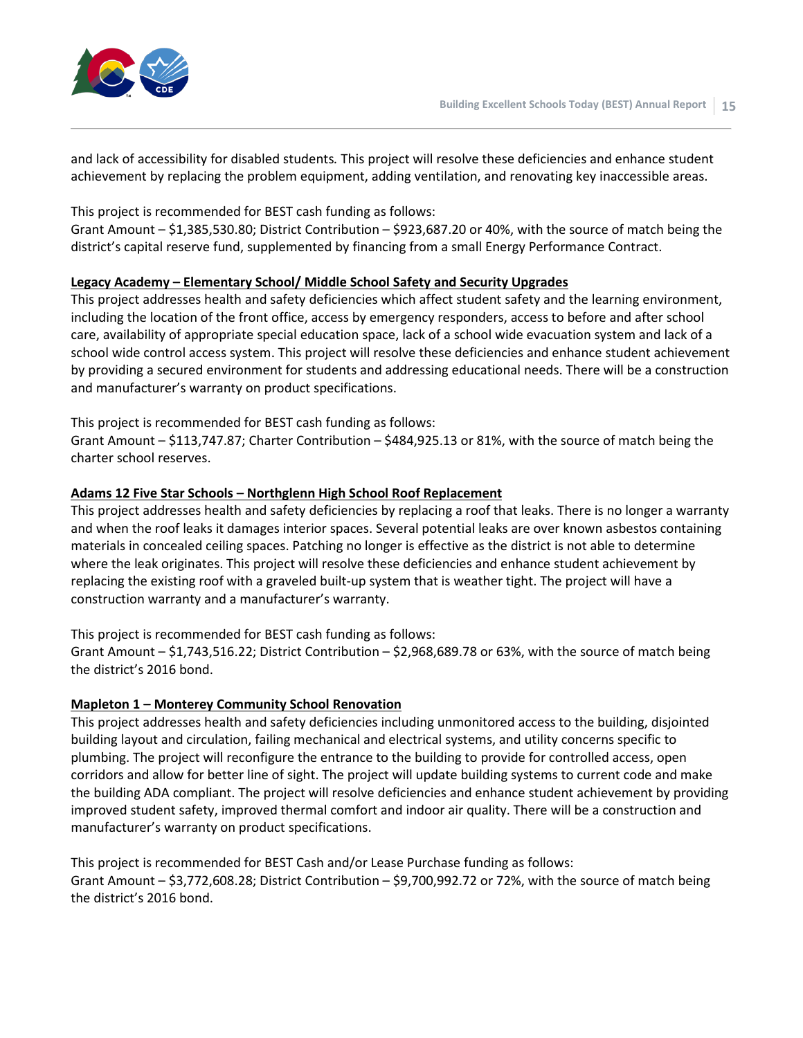and lack of accessibility for disabled students. This project will resolve these deficiencies and enhance student achievement by replacing the problem equipment, adding ventilation, and renovating key inaccessible areas.

This project is recommended for BEST cash funding as follows:
Grant Amount – $1,385,530.80; District Contribution – $923,687.20 or 40%, with the source of match being the district's capital reserve fund, supplemented by financing from a small Energy Performance Contract.

**Legacy Academy – Elementary School/ Middle School Safety and Security Upgrades**

This project addresses health and safety deficiencies which affect student safety and the learning environment, including the location of the front office, access by emergency responders, access to before and after school care, availability of appropriate special education space, lack of a school wide evacuation system and lack of a school wide control access system. This project will resolve these deficiencies and enhance student achievement by providing a secured environment for students and addressing educational needs. There will be a construction and manufacturer's warranty on product specifications.

This project is recommended for BEST cash funding as follows:
Grant Amount – $113,747.87; Charter Contribution – $484,925.13 or 81%, with the source of match being the charter school reserves.

**Adams 12 Five Star Schools – Northglenn High School Roof Replacement**

This project addresses health and safety deficiencies by replacing a roof that leaks. There is no longer a warranty and when the roof leaks it damages interior spaces. Several potential leaks are over known asbestos containing materials in concealed ceiling spaces. Patching no longer is effective as the district is not able to determine where the leak originates. This project will resolve these deficiencies and enhance student achievement by replacing the existing roof with a graveled built-up system that is weather tight. The project will have a construction warranty and a manufacturer's warranty.

This project is recommended for BEST cash funding as follows:
Grant Amount – $1,743,516.22; District Contribution – $2,968,689.78 or 63%, with the source of match being the district's 2016 bond.

**Mapleton 1 – Monterey Community School Renovation**

This project addresses health and safety deficiencies including unmonitored access to the building, disjointed building layout and circulation, failing mechanical and electrical systems, and utility concerns specific to plumbing. The project will reconfigure the entrance to the building to provide for controlled access, open corridors and allow for better line of sight. The project will update building systems to current code and make the building ADA compliant. The project will resolve deficiencies and enhance student achievement by providing improved student safety, improved thermal comfort and indoor air quality. There will be a construction and manufacturer's warranty on product specifications.

This project is recommended for BEST Cash and/or Lease Purchase funding as follows:
Grant Amount – $3,772,608.28; District Contribution – $9,700,992.72 or 72%, with the source of match being the district's 2016 bond.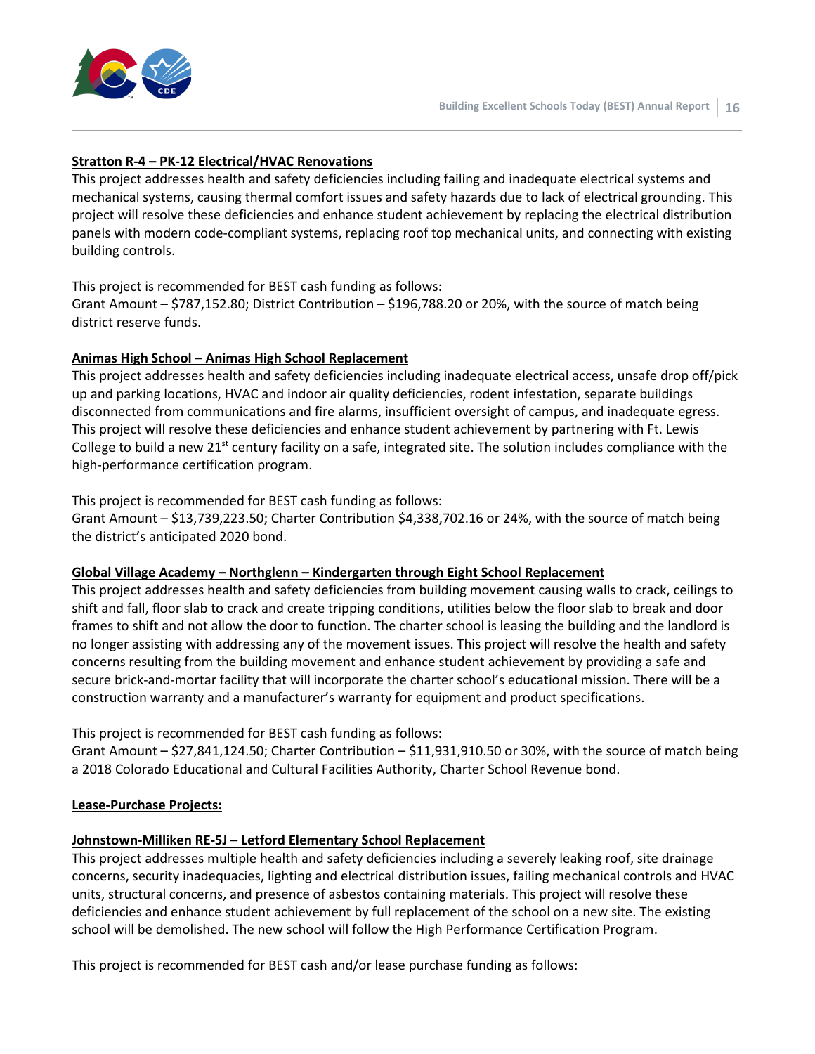**Stratton R-4 – PK-12 Electrical/HVAC Renovations**

This project addresses health and safety deficiencies including failing and inadequate electrical systems and mechanical systems, causing thermal comfort issues and safety hazards due to lack of electrical grounding. This project will resolve these deficiencies and enhance student achievement by replacing the electrical distribution panels with modern code-compliant systems, replacing roof top mechanical units, and connecting with existing building controls.

This project is recommended for BEST cash funding as follows:
Grant Amount – $787,152.80; District Contribution – $196,788.20 or 20%, with the source of match being district reserve funds.

**Animas High School – Animas High School Replacement**

This project addresses health and safety deficiencies including inadequate electrical access, unsafe drop off/pick up and parking locations, HVAC and indoor air quality deficiencies, rodent infestation, separate buildings disconnected from communications and fire alarms, insufficient oversight of campus, and inadequate egress. This project will resolve these deficiencies and enhance student achievement by partnering with Ft. Lewis College to build a new 21st century facility on a safe, integrated site. The solution includes compliance with the high-performance certification program.

This project is recommended for BEST cash funding as follows:
Grant Amount – $13,739,223.50; Charter Contribution $4,338,702.16 or 24%, with the source of match being the district's anticipated 2020 bond.

**Global Village Academy – Northglenn – Kindergarten through Eight School Replacement**

This project addresses health and safety deficiencies from building movement causing walls to crack, ceilings to shift and fall, floor slab to crack and create tripping conditions, utilities below the floor slab to break and door frames to shift and not allow the door to function. The charter school is leasing the building and the landlord is no longer assisting with addressing any of the movement issues. This project will resolve the health and safety concerns resulting from the building movement and enhance student achievement by providing a safe and secure brick-and-mortar facility that will incorporate the charter school's educational mission. There will be a construction warranty and a manufacturer's warranty for equipment and product specifications.

This project is recommended for BEST cash funding as follows:
Grant Amount – $27,841,124.50; Charter Contribution – $11,931,910.50 or 30%, with the source of match being a 2018 Colorado Educational and Cultural Facilities Authority, Charter School Revenue bond.

**Lease-Purchase Projects:**

**Johnstown-Milliken RE-5J – Letford Elementary School Replacement**

This project addresses multiple health and safety deficiencies including a severely leaking roof, site drainage concerns, security inadequacies, lighting and electrical distribution issues, failing mechanical controls and HVAC units, structural concerns, and presence of asbestos containing materials. This project will resolve these deficiencies and enhance student achievement by full replacement of the school on a new site. The existing school will be demolished. The new school will follow the High Performance Certification Program.

This project is recommended for BEST cash and/or lease purchase funding as follows: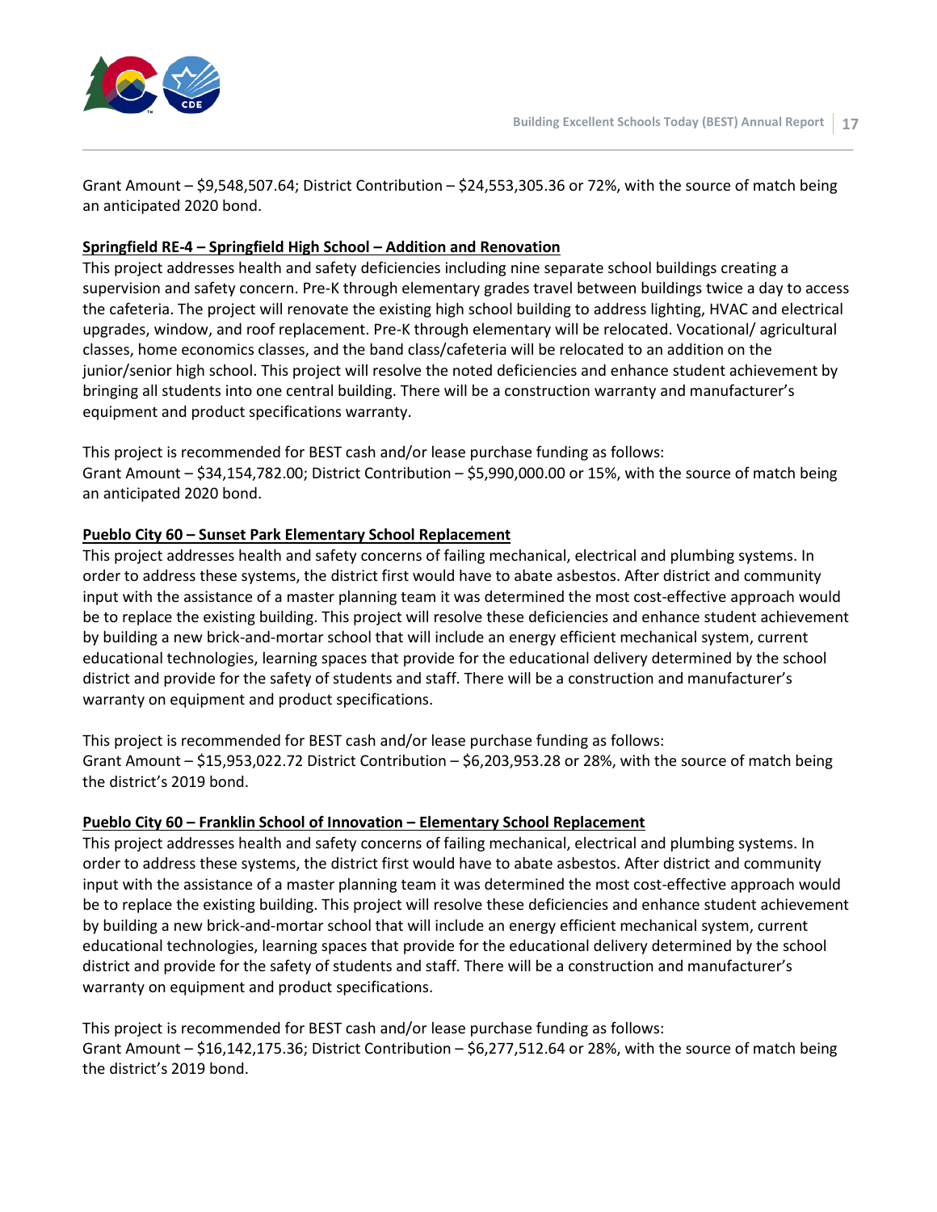Grant Amount – $9,548,507.64; District Contribution – $24,553,305.36 or 72%, with the source of match being an anticipated 2020 bond.

**Springfield RE-4 – Springfield High School – Addition and Renovation**

This project addresses health and safety deficiencies including nine separate school buildings creating a supervision and safety concern. Pre-K through elementary grades travel between buildings twice a day to access the cafeteria. The project will renovate the existing high school building to address lighting, HVAC and electrical upgrades, window, and roof replacement. Pre-K through elementary will be relocated. Vocational/ agricultural classes, home economics classes, and the band class/cafeteria will be relocated to an addition on the junior/senior high school. This project will resolve the noted deficiencies and enhance student achievement by bringing all students into one central building. There will be a construction warranty and manufacturer's equipment and product specifications warranty.

This project is recommended for BEST cash and/or lease purchase funding as follows:
Grant Amount – $34,154,782.00; District Contribution – $5,990,000.00 or 15%, with the source of match being an anticipated 2020 bond.

**Pueblo City 60 – Sunset Park Elementary School Replacement**

This project addresses health and safety concerns of failing mechanical, electrical and plumbing systems. In order to address these systems, the district first would have to abate asbestos. After district and community input with the assistance of a master planning team it was determined the most cost-effective approach would be to replace the existing building. This project will resolve these deficiencies and enhance student achievement by building a new brick-and-mortar school that will include an energy efficient mechanical system, current educational technologies, learning spaces that provide for the educational delivery determined by the school district and provide for the safety of students and staff. There will be a construction and manufacturer's warranty on equipment and product specifications.

This project is recommended for BEST cash and/or lease purchase funding as follows:
Grant Amount – $15,953,022.72 District Contribution – $6,203,953.28 or 28%, with the source of match being the district's 2019 bond.

**Pueblo City 60 – Franklin School of Innovation – Elementary School Replacement**

This project addresses health and safety concerns of failing mechanical, electrical and plumbing systems. In order to address these systems, the district first would have to abate asbestos. After district and community input with the assistance of a master planning team it was determined the most cost-effective approach would be to replace the existing building. This project will resolve these deficiencies and enhance student achievement by building a new brick-and-mortar school that will include an energy efficient mechanical system, current educational technologies, learning spaces that provide for the educational delivery determined by the school district and provide for the safety of students and staff. There will be a construction and manufacturer's warranty on equipment and product specifications.

This project is recommended for BEST cash and/or lease purchase funding as follows:
Grant Amount – $16,142,175.36; District Contribution – $6,277,512.64 or 28%, with the source of match being the district's 2019 bond.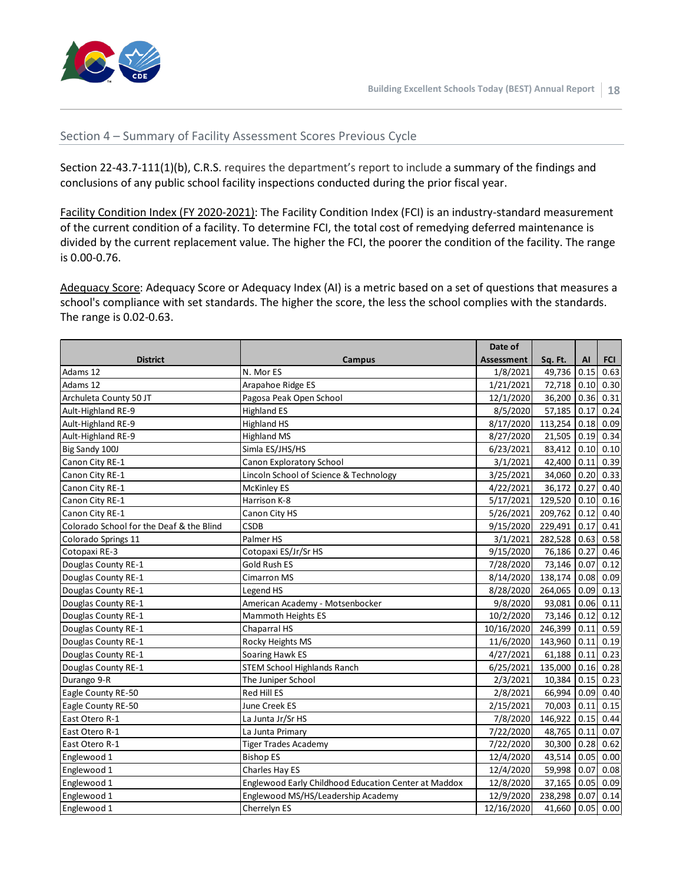## Section 4 – Summary of Facility Assessment Scores Previous Cycle

Section 22-43.7-111(1)(b), C.R.S. requires the department's report to include a summary of the findings and conclusions of any public school facility inspections conducted during the prior fiscal year.

Facility Condition Index (FY 2020-2021): The Facility Condition Index (FCI) is an industry-standard measurement of the current condition of a facility. To determine FCI, the total cost of remedying deferred maintenance is divided by the current replacement value. The higher the FCI, the poorer the condition of the facility. The range is 0.00-0.76.

Adequacy Score: Adequacy Score or Adequacy Index (AI) is a metric based on a set of questions that measures a school's compliance with set standards. The higher the score, the less the school complies with the standards. The range is 0.02-0.63.

| District | Campus | Date of Assessment | Sq. Ft. | AI | FCI |
|---|---|---|---|---|---|
| Adams 12 | N. Mor ES | 1/8/2021 | 49,736 | 0.15 | 0.63 |
| Adams 12 | Arapahoe Ridge ES | 1/21/2021 | 72,718 | 0.10 | 0.30 |
| Archuleta County 50 JT | Pagosa Peak Open School | 12/1/2020 | 36,200 | 0.36 | 0.31 |
| Ault-Highland RE-9 | Highland ES | 8/5/2020 | 57,185 | 0.17 | 0.24 |
| Ault-Highland RE-9 | Highland HS | 8/17/2020 | 113,254 | 0.18 | 0.09 |
| Ault-Highland RE-9 | Highland MS | 8/27/2020 | 21,505 | 0.19 | 0.34 |
| Big Sandy 100J | Simla ES/JHS/HS | 6/23/2021 | 83,412 | 0.10 | 0.10 |
| Canon City RE-1 | Canon Exploratory School | 3/1/2021 | 42,400 | 0.11 | 0.39 |
| Canon City RE-1 | Lincoln School of Science & Technology | 3/25/2021 | 34,060 | 0.20 | 0.33 |
| Canon City RE-1 | McKinley ES | 4/22/2021 | 36,172 | 0.27 | 0.40 |
| Canon City RE-1 | Harrison K-8 | 5/17/2021 | 129,520 | 0.10 | 0.16 |
| Canon City RE-1 | Canon City HS | 5/26/2021 | 209,762 | 0.12 | 0.40 |
| Colorado School for the Deaf & the Blind | CSDB | 9/15/2020 | 229,491 | 0.17 | 0.41 |
| Colorado Springs 11 | Palmer HS | 3/1/2021 | 282,528 | 0.63 | 0.58 |
| Cotopaxi RE-3 | Cotopaxi ES/Jr/Sr HS | 9/15/2020 | 76,186 | 0.27 | 0.46 |
| Douglas County RE-1 | Gold Rush ES | 7/28/2020 | 73,146 | 0.07 | 0.12 |
| Douglas County RE-1 | Cimarron MS | 8/14/2020 | 138,174 | 0.08 | 0.09 |
| Douglas County RE-1 | Legend HS | 8/28/2020 | 264,065 | 0.09 | 0.13 |
| Douglas County RE-1 | American Academy - Motsenbocker | 9/8/2020 | 93,081 | 0.06 | 0.11 |
| Douglas County RE-1 | Mammoth Heights ES | 10/2/2020 | 73,146 | 0.12 | 0.12 |
| Douglas County RE-1 | Chaparral HS | 10/16/2020 | 246,399 | 0.11 | 0.59 |
| Douglas County RE-1 | Rocky Heights MS | 11/6/2020 | 143,960 | 0.11 | 0.19 |
| Douglas County RE-1 | Soaring Hawk ES | 4/27/2021 | 61,188 | 0.11 | 0.23 |
| Douglas County RE-1 | STEM School Highlands Ranch | 6/25/2021 | 135,000 | 0.16 | 0.28 |
| Durango 9-R | The Juniper School | 2/3/2021 | 10,384 | 0.15 | 0.23 |
| Eagle County RE-50 | Red Hill ES | 2/8/2021 | 66,994 | 0.09 | 0.40 |
| Eagle County RE-50 | June Creek ES | 2/15/2021 | 70,003 | 0.11 | 0.15 |
| East Otero R-1 | La Junta Jr/Sr HS | 7/8/2020 | 146,922 | 0.15 | 0.44 |
| East Otero R-1 | La Junta Primary | 7/22/2020 | 48,765 | 0.11 | 0.07 |
| East Otero R-1 | Tiger Trades Academy | 7/22/2020 | 30,300 | 0.28 | 0.62 |
| Englewood 1 | Bishop ES | 12/4/2020 | 43,514 | 0.05 | 0.00 |
| Englewood 1 | Charles Hay ES | 12/4/2020 | 59,998 | 0.07 | 0.08 |
| Englewood 1 | Englewood Early Childhood Education Center at Maddox | 12/8/2020 | 37,165 | 0.05 | 0.09 |
| Englewood 1 | Englewood MS/HS/Leadership Academy | 12/9/2020 | 238,298 | 0.07 | 0.14 |
| Englewood 1 | Cherrelyn ES | 12/16/2020 | 41,660 | 0.05 | 0.00 |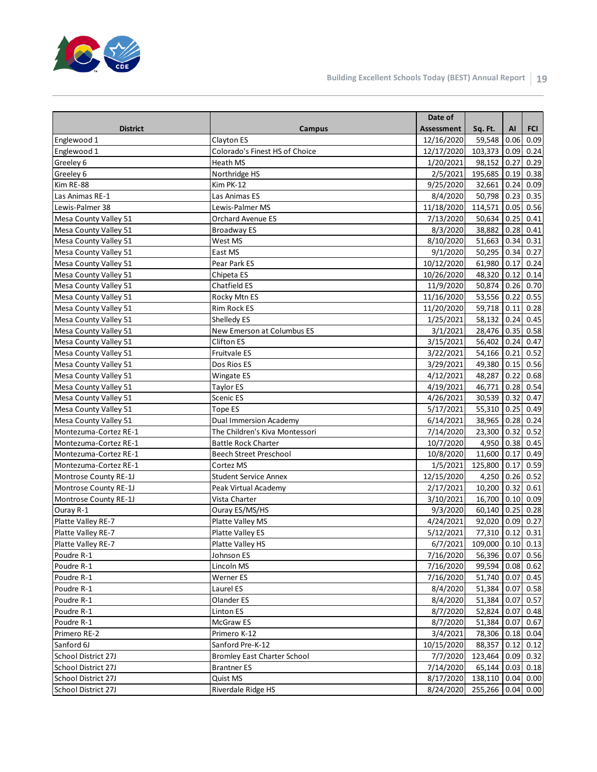| District | Campus | Date of Assessment | Sq. Ft. | AI | FCI |
|---|---|---|---|---|---|
| Englewood 1 | Clayton ES | 12/16/2020 | 59,548 | 0.06 | 0.09 |
| Englewood 1 | Colorado's Finest HS of Choice | 12/17/2020 | 103,373 | 0.09 | 0.24 |
| Greeley 6 | Heath MS | 1/20/2021 | 98,152 | 0.27 | 0.29 |
| Greeley 6 | Northridge HS | 2/5/2021 | 195,685 | 0.19 | 0.38 |
| Kim RE-88 | Kim PK-12 | 9/25/2020 | 32,661 | 0.24 | 0.09 |
| Las Animas RE-1 | Las Animas ES | 8/4/2020 | 50,798 | 0.23 | 0.35 |
| Lewis-Palmer 38 | Lewis-Palmer MS | 11/18/2020 | 114,571 | 0.05 | 0.56 |
| Mesa County Valley 51 | Orchard Avenue ES | 7/13/2020 | 50,634 | 0.25 | 0.41 |
| Mesa County Valley 51 | Broadway ES | 8/3/2020 | 38,882 | 0.28 | 0.41 |
| Mesa County Valley 51 | West MS | 8/10/2020 | 51,663 | 0.34 | 0.31 |
| Mesa County Valley 51 | East MS | 9/1/2020 | 50,295 | 0.34 | 0.27 |
| Mesa County Valley 51 | Pear Park ES | 10/12/2020 | 61,980 | 0.17 | 0.24 |
| Mesa County Valley 51 | Chipeta ES | 10/26/2020 | 48,320 | 0.12 | 0.14 |
| Mesa County Valley 51 | Chatfield ES | 11/9/2020 | 50,874 | 0.26 | 0.70 |
| Mesa County Valley 51 | Rocky Mtn ES | 11/16/2020 | 53,556 | 0.22 | 0.55 |
| Mesa County Valley 51 | Rim Rock ES | 11/20/2020 | 59,718 | 0.11 | 0.28 |
| Mesa County Valley 51 | Shelledy ES | 1/25/2021 | 58,132 | 0.24 | 0.45 |
| Mesa County Valley 51 | New Emerson at Columbus ES | 3/1/2021 | 28,476 | 0.35 | 0.58 |
| Mesa County Valley 51 | Clifton ES | 3/15/2021 | 56,402 | 0.24 | 0.47 |
| Mesa County Valley 51 | Fruitvale ES | 3/22/2021 | 54,166 | 0.21 | 0.52 |
| Mesa County Valley 51 | Dos Rios ES | 3/29/2021 | 49,380 | 0.15 | 0.56 |
| Mesa County Valley 51 | Wingate ES | 4/12/2021 | 48,287 | 0.22 | 0.68 |
| Mesa County Valley 51 | Taylor ES | 4/19/2021 | 46,771 | 0.28 | 0.54 |
| Mesa County Valley 51 | Scenic ES | 4/26/2021 | 30,539 | 0.32 | 0.47 |
| Mesa County Valley 51 | Tope ES | 5/17/2021 | 55,310 | 0.25 | 0.49 |
| Mesa County Valley 51 | Dual Immersion Academy | 6/14/2021 | 38,965 | 0.28 | 0.24 |
| Montezuma-Cortez RE-1 | The Children's Kiva Montessori | 7/14/2020 | 23,300 | 0.32 | 0.52 |
| Montezuma-Cortez RE-1 | Battle Rock Charter | 10/7/2020 | 4,950 | 0.38 | 0.45 |
| Montezuma-Cortez RE-1 | Beech Street Preschool | 10/8/2020 | 11,600 | 0.17 | 0.49 |
| Montezuma-Cortez RE-1 | Cortez MS | 1/5/2021 | 125,800 | 0.17 | 0.59 |
| Montrose County RE-1J | Student Service Annex | 12/15/2020 | 4,250 | 0.26 | 0.52 |
| Montrose County RE-1J | Peak Virtual Academy | 2/17/2021 | 10,200 | 0.32 | 0.61 |
| Montrose County RE-1J | Vista Charter | 3/10/2021 | 16,700 | 0.10 | 0.09 |
| Ouray R-1 | Ouray ES/MS/HS | 9/3/2020 | 60,140 | 0.25 | 0.28 |
| Platte Valley RE-7 | Platte Valley MS | 4/24/2021 | 92,020 | 0.09 | 0.27 |
| Platte Valley RE-7 | Platte Valley ES | 5/12/2021 | 77,310 | 0.12 | 0.31 |
| Platte Valley RE-7 | Platte Valley HS | 6/7/2021 | 109,000 | 0.10 | 0.13 |
| Poudre R-1 | Johnson ES | 7/16/2020 | 56,396 | 0.07 | 0.56 |
| Poudre R-1 | Lincoln MS | 7/16/2020 | 99,594 | 0.08 | 0.62 |
| Poudre R-1 | Werner ES | 7/16/2020 | 51,740 | 0.07 | 0.45 |
| Poudre R-1 | Laurel ES | 8/4/2020 | 51,384 | 0.07 | 0.58 |
| Poudre R-1 | Olander ES | 8/4/2020 | 51,384 | 0.07 | 0.57 |
| Poudre R-1 | Linton ES | 8/7/2020 | 52,824 | 0.07 | 0.48 |
| Poudre R-1 | McGraw ES | 8/7/2020 | 51,384 | 0.07 | 0.67 |
| Primero RE-2 | Primero K-12 | 3/4/2021 | 78,306 | 0.18 | 0.04 |
| Sanford 6J | Sanford Pre-K-12 | 10/15/2020 | 88,357 | 0.12 | 0.12 |
| School District 27J | Bromley East Charter School | 7/7/2020 | 123,464 | 0.09 | 0.32 |
| School District 27J | Brantner ES | 7/14/2020 | 65,144 | 0.03 | 0.18 |
| School District 27J | Quist MS | 8/17/2020 | 138,110 | 0.04 | 0.00 |
| School District 27J | Riverdale Ridge HS | 8/24/2020 | 255,266 | 0.04 | 0.00 |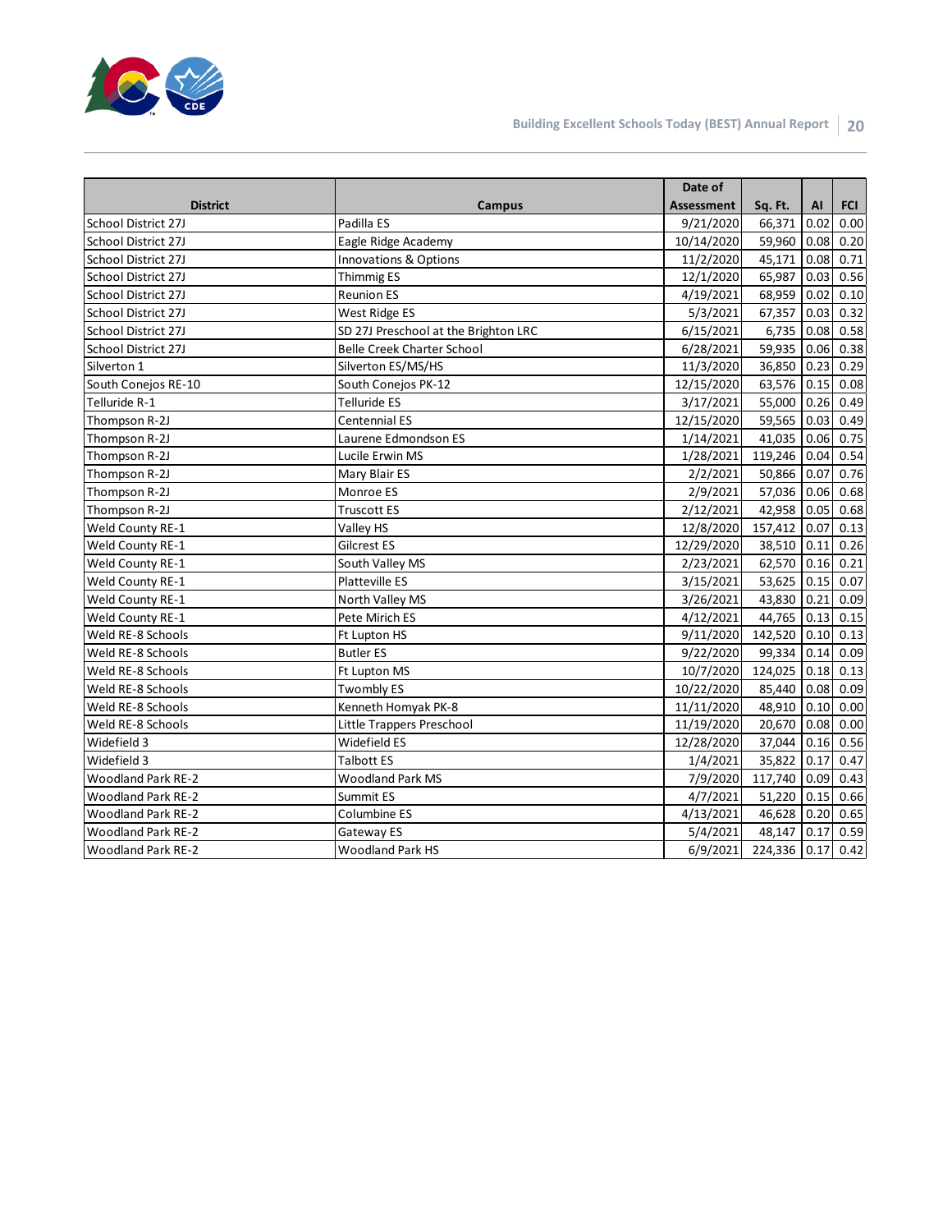| District | Campus | Date of Assessment | Sq. Ft. | AI | FCI |
|---|---|---|---|---|---|
| School District 27J | Padilla ES | 9/21/2020 | 66,371 | 0.02 | 0.00 |
| School District 27J | Eagle Ridge Academy | 10/14/2020 | 59,960 | 0.08 | 0.20 |
| School District 27J | Innovations & Options | 11/2/2020 | 45,171 | 0.08 | 0.71 |
| School District 27J | Thimmig ES | 12/1/2020 | 65,987 | 0.03 | 0.56 |
| School District 27J | Reunion ES | 4/19/2021 | 68,959 | 0.02 | 0.10 |
| School District 27J | West Ridge ES | 5/3/2021 | 67,357 | 0.03 | 0.32 |
| School District 27J | SD 27J Preschool at the Brighton LRC | 6/15/2021 | 6,735 | 0.08 | 0.58 |
| School District 27J | Belle Creek Charter School | 6/28/2021 | 59,935 | 0.06 | 0.38 |
| Silverton 1 | Silverton ES/MS/HS | 11/3/2020 | 36,850 | 0.23 | 0.29 |
| South Conejos RE-10 | South Conejos PK-12 | 12/15/2020 | 63,576 | 0.15 | 0.08 |
| Telluride R-1 | Telluride ES | 3/17/2021 | 55,000 | 0.26 | 0.49 |
| Thompson R-2J | Centennial ES | 12/15/2020 | 59,565 | 0.03 | 0.49 |
| Thompson R-2J | Laurene Edmondson ES | 1/14/2021 | 41,035 | 0.06 | 0.75 |
| Thompson R-2J | Lucile Erwin MS | 1/28/2021 | 119,246 | 0.04 | 0.54 |
| Thompson R-2J | Mary Blair ES | 2/2/2021 | 50,866 | 0.07 | 0.76 |
| Thompson R-2J | Monroe ES | 2/9/2021 | 57,036 | 0.06 | 0.68 |
| Thompson R-2J | Truscott ES | 2/12/2021 | 42,958 | 0.05 | 0.68 |
| Weld County RE-1 | Valley HS | 12/8/2020 | 157,412 | 0.07 | 0.13 |
| Weld County RE-1 | Gilcrest ES | 12/29/2020 | 38,510 | 0.11 | 0.26 |
| Weld County RE-1 | South Valley MS | 2/23/2021 | 62,570 | 0.16 | 0.21 |
| Weld County RE-1 | Platteville ES | 3/15/2021 | 53,625 | 0.15 | 0.07 |
| Weld County RE-1 | North Valley MS | 3/26/2021 | 43,830 | 0.21 | 0.09 |
| Weld County RE-1 | Pete Mirich ES | 4/12/2021 | 44,765 | 0.13 | 0.15 |
| Weld RE-8 Schools | Ft Lupton HS | 9/11/2020 | 142,520 | 0.10 | 0.13 |
| Weld RE-8 Schools | Butler ES | 9/22/2020 | 99,334 | 0.14 | 0.09 |
| Weld RE-8 Schools | Ft Lupton MS | 10/7/2020 | 124,025 | 0.18 | 0.13 |
| Weld RE-8 Schools | Twombly ES | 10/22/2020 | 85,440 | 0.08 | 0.09 |
| Weld RE-8 Schools | Kenneth Homyak PK-8 | 11/11/2020 | 48,910 | 0.10 | 0.00 |
| Weld RE-8 Schools | Little Trappers Preschool | 11/19/2020 | 20,670 | 0.08 | 0.00 |
| Widefield 3 | Widefield ES | 12/28/2020 | 37,044 | 0.16 | 0.56 |
| Widefield 3 | Talbott ES | 1/4/2021 | 35,822 | 0.17 | 0.47 |
| Woodland Park RE-2 | Woodland Park MS | 7/9/2020 | 117,740 | 0.09 | 0.43 |
| Woodland Park RE-2 | Summit ES | 4/7/2021 | 51,220 | 0.15 | 0.66 |
| Woodland Park RE-2 | Columbine ES | 4/13/2021 | 46,628 | 0.20 | 0.65 |
| Woodland Park RE-2 | Gateway ES | 5/4/2021 | 48,147 | 0.17 | 0.59 |
| Woodland Park RE-2 | Woodland Park HS | 6/9/2021 | 224,336 | 0.17 | 0.42 |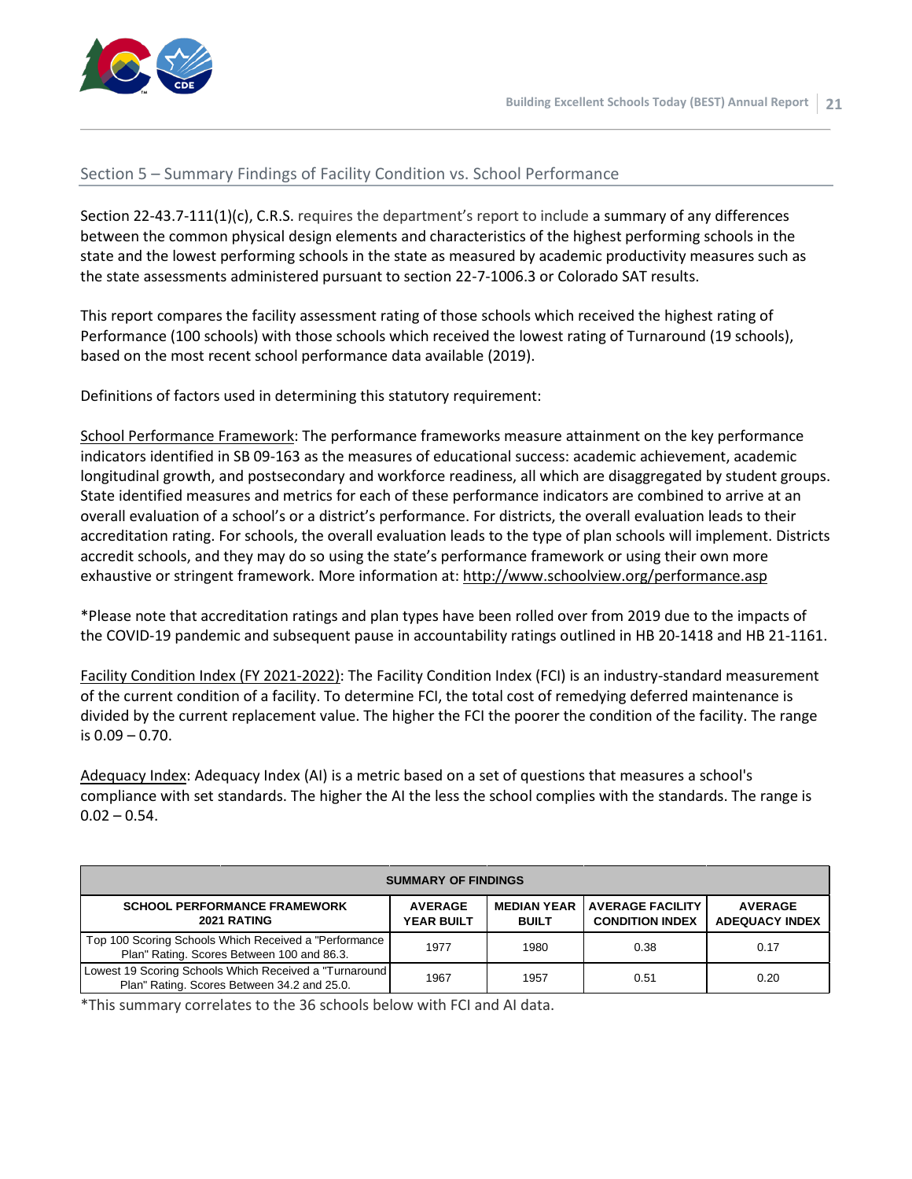## Section 5 – Summary Findings of Facility Condition vs. School Performance

Section 22-43.7-111(1)(c), C.R.S. requires the department's report to include a summary of any differences between the common physical design elements and characteristics of the highest performing schools in the state and the lowest performing schools in the state as measured by academic productivity measures such as the state assessments administered pursuant to section 22-7-1006.3 or Colorado SAT results.

This report compares the facility assessment rating of those schools which received the highest rating of Performance (100 schools) with those schools which received the lowest rating of Turnaround (19 schools), based on the most recent school performance data available (2019).

Definitions of factors used in determining this statutory requirement:

School Performance Framework: The performance frameworks measure attainment on the key performance indicators identified in SB 09-163 as the measures of educational success: academic achievement, academic longitudinal growth, and postsecondary and workforce readiness, all which are disaggregated by student groups. State identified measures and metrics for each of these performance indicators are combined to arrive at an overall evaluation of a school's or a district's performance. For districts, the overall evaluation leads to their accreditation rating. For schools, the overall evaluation leads to the type of plan schools will implement. Districts accredit schools, and they may do so using the state's performance framework or using their own more exhaustive or stringent framework. More information at: http://www.schoolview.org/performance.asp

*Please note that accreditation ratings and plan types have been rolled over from 2019 due to the impacts of the COVID-19 pandemic and subsequent pause in accountability ratings outlined in HB 20-1418 and HB 21-1161.

Facility Condition Index (FY 2021-2022): The Facility Condition Index (FCI) is an industry-standard measurement of the current condition of a facility. To determine FCI, the total cost of remedying deferred maintenance is divided by the current replacement value. The higher the FCI the poorer the condition of the facility. The range is 0.09 – 0.70.

Adequacy Index: Adequacy Index (AI) is a metric based on a set of questions that measures a school's compliance with set standards. The higher the AI the less the school complies with the standards. The range is 0.02 – 0.54.

| SUMMARY OF FINDINGS | | | | |
|---|---|---|---|---|
| **SCHOOL PERFORMANCE FRAMEWORK 2021 RATING** | **AVERAGE YEAR BUILT** | **MEDIAN YEAR BUILT** | **AVERAGE FACILITY CONDITION INDEX** | **AVERAGE ADEQUACY INDEX** |
| Top 100 Scoring Schools Which Received a "Performance Plan" Rating. Scores Between 100 and 86.3. | 1977 | 1980 | 0.38 | 0.17 |
| Lowest 19 Scoring Schools Which Received a "Turnaround Plan" Rating. Scores Between 34.2 and 25.0. | 1967 | 1957 | 0.51 | 0.20 |

*This summary correlates to the 36 schools below with FCI and AI data.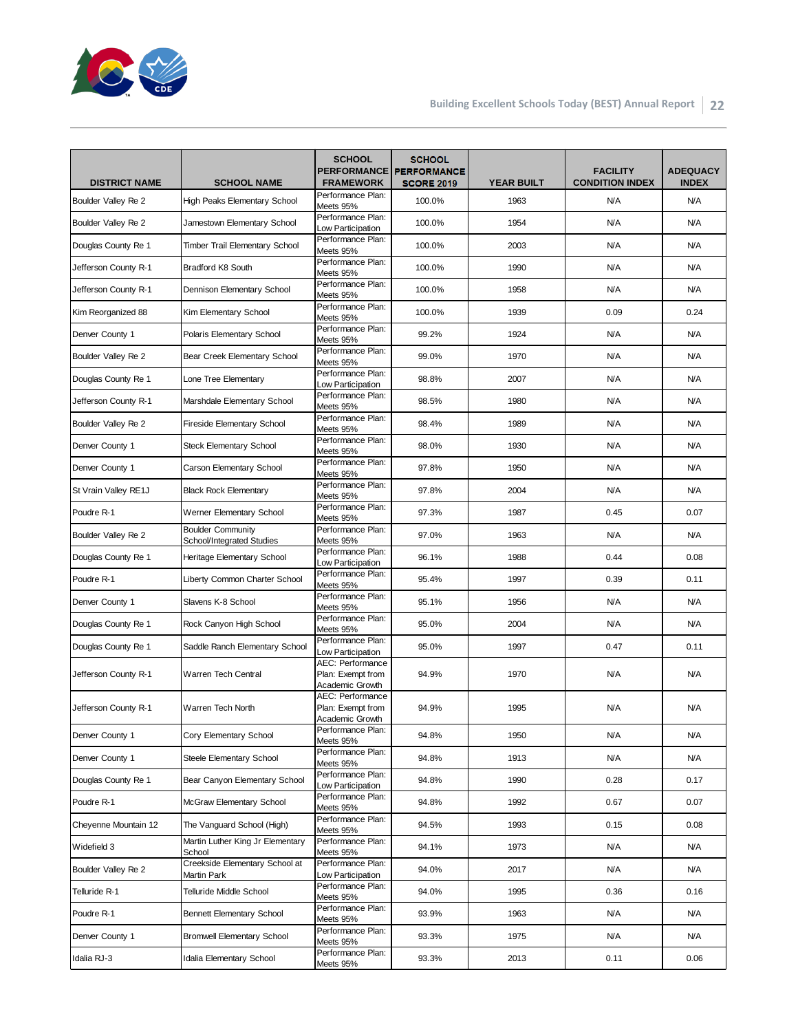| DISTRICT NAME | SCHOOL NAME | SCHOOL PERFORMANCE FRAMEWORK | SCHOOL PERFORMANCE SCORE 2019 | YEAR BUILT | FACILITY CONDITION INDEX | ADEQUACY INDEX |
|---|---|---|---|---|---|---|
| Boulder Valley Re 2 | High Peaks Elementary School | Performance Plan: Meets 95% | 100.0% | 1963 | N/A | N/A |
| Boulder Valley Re 2 | Jamestown Elementary School | Performance Plan: Low Participation | 100.0% | 1954 | N/A | N/A |
| Douglas County Re 1 | Timber Trail Elementary School | Performance Plan: Meets 95% | 100.0% | 2003 | N/A | N/A |
| Jefferson County R-1 | Bradford K8 South | Performance Plan: Meets 95% | 100.0% | 1990 | N/A | N/A |
| Jefferson County R-1 | Dennison Elementary School | Performance Plan: Meets 95% | 100.0% | 1958 | N/A | N/A |
| Kim Reorganized 88 | Kim Elementary School | Performance Plan: Meets 95% | 100.0% | 1939 | 0.09 | 0.24 |
| Denver County 1 | Polaris Elementary School | Performance Plan: Meets 95% | 99.2% | 1924 | N/A | N/A |
| Boulder Valley Re 2 | Bear Creek Elementary School | Performance Plan: Meets 95% | 99.0% | 1970 | N/A | N/A |
| Douglas County Re 1 | Lone Tree Elementary | Performance Plan: Low Participation | 98.8% | 2007 | N/A | N/A |
| Jefferson County R-1 | Marshdale Elementary School | Performance Plan: Meets 95% | 98.5% | 1980 | N/A | N/A |
| Boulder Valley Re 2 | Fireside Elementary School | Performance Plan: Meets 95% | 98.4% | 1989 | N/A | N/A |
| Denver County 1 | Steck Elementary School | Performance Plan: Meets 95% | 98.0% | 1930 | N/A | N/A |
| Denver County 1 | Carson Elementary School | Performance Plan: Meets 95% | 97.8% | 1950 | N/A | N/A |
| St Vrain Valley RE1J | Black Rock Elementary | Performance Plan: Meets 95% | 97.8% | 2004 | N/A | N/A |
| Poudre R-1 | Werner Elementary School | Performance Plan: Meets 95% | 97.3% | 1987 | 0.45 | 0.07 |
| Boulder Valley Re 2 | Boulder Community School/Integrated Studies | Performance Plan: Meets 95% | 97.0% | 1963 | N/A | N/A |
| Douglas County Re 1 | Heritage Elementary School | Performance Plan: Low Participation | 96.1% | 1988 | 0.44 | 0.08 |
| Poudre R-1 | Liberty Common Charter School | Performance Plan: Meets 95% | 95.4% | 1997 | 0.39 | 0.11 |
| Denver County 1 | Slavens K-8 School | Performance Plan: Meets 95% | 95.1% | 1956 | N/A | N/A |
| Douglas County Re 1 | Rock Canyon High School | Performance Plan: Meets 95% | 95.0% | 2004 | N/A | N/A |
| Douglas County Re 1 | Saddle Ranch Elementary School | Performance Plan: Low Participation | 95.0% | 1997 | 0.47 | 0.11 |
| Jefferson County R-1 | Warren Tech Central | AEC: Performance Plan: Exempt from Academic Growth | 94.9% | 1970 | N/A | N/A |
| Jefferson County R-1 | Warren Tech North | AEC: Performance Plan: Exempt from Academic Growth | 94.9% | 1995 | N/A | N/A |
| Denver County 1 | Cory Elementary School | Performance Plan: Meets 95% | 94.8% | 1950 | N/A | N/A |
| Denver County 1 | Steele Elementary School | Performance Plan: Meets 95% | 94.8% | 1913 | N/A | N/A |
| Douglas County Re 1 | Bear Canyon Elementary School | Performance Plan: Low Participation | 94.8% | 1990 | 0.28 | 0.17 |
| Poudre R-1 | McGraw Elementary School | Performance Plan: Meets 95% | 94.8% | 1992 | 0.67 | 0.07 |
| Cheyenne Mountain 12 | The Vanguard School (High) | Performance Plan: Meets 95% | 94.5% | 1993 | 0.15 | 0.08 |
| Widefield 3 | Martin Luther King Jr Elementary School | Performance Plan: Meets 95% | 94.1% | 1973 | N/A | N/A |
| Boulder Valley Re 2 | Creekside Elementary School at Martin Park | Performance Plan: Low Participation | 94.0% | 2017 | N/A | N/A |
| Telluride R-1 | Telluride Middle School | Performance Plan: Meets 95% | 94.0% | 1995 | 0.36 | 0.16 |
| Poudre R-1 | Bennett Elementary School | Performance Plan: Meets 95% | 93.9% | 1963 | N/A | N/A |
| Denver County 1 | Bromwell Elementary School | Performance Plan: Meets 95% | 93.3% | 1975 | N/A | N/A |
| Idalia RJ-3 | Idalia Elementary School | Performance Plan: Meets 95% | 93.3% | 2013 | 0.11 | 0.06 |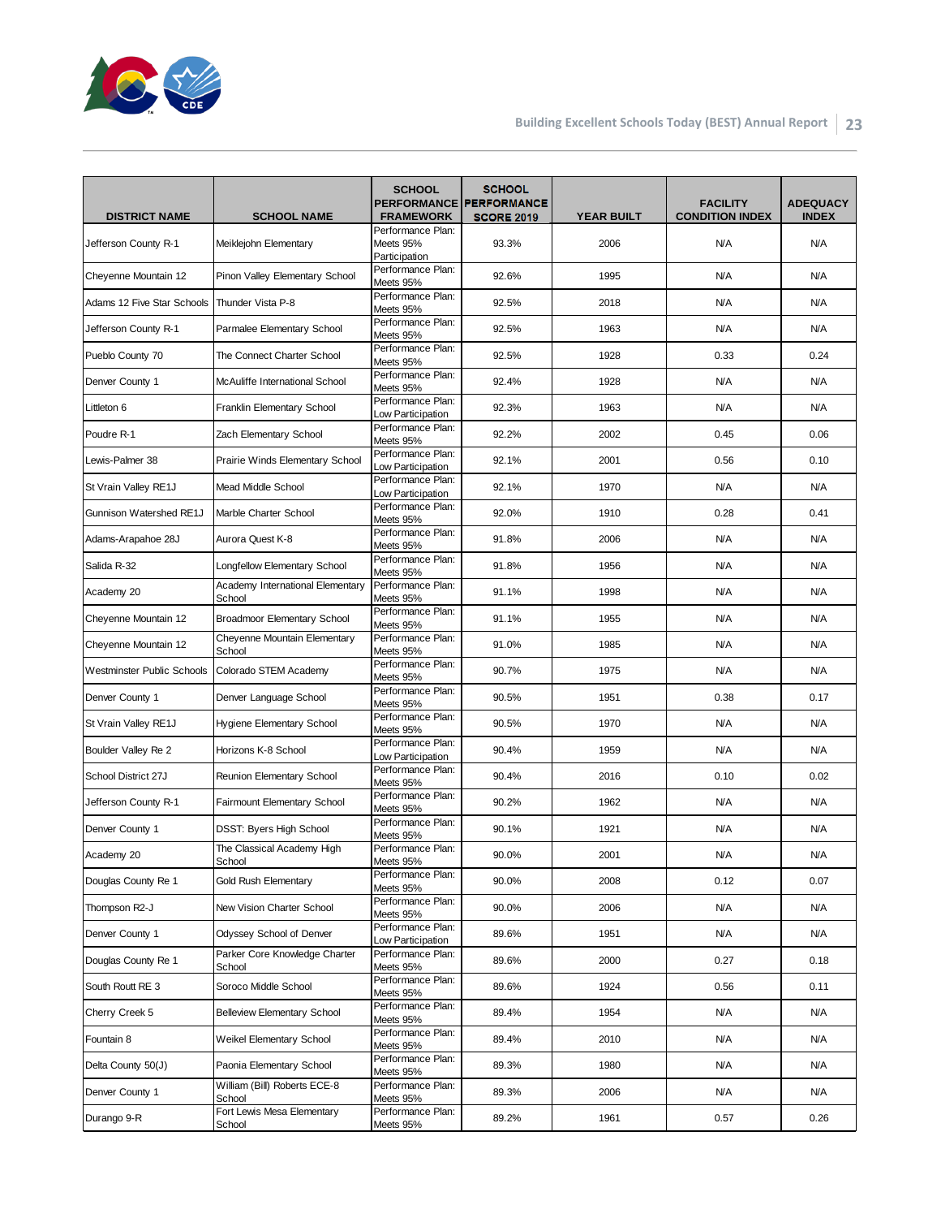| DISTRICT NAME | SCHOOL NAME | SCHOOL PERFORMANCE FRAMEWORK | SCHOOL PERFORMANCE SCORE 2019 | YEAR BUILT | FACILITY CONDITION INDEX | ADEQUACY INDEX |
|---|---|---|---|---|---|---|
| Jefferson County R-1 | Meiklejohn Elementary | Performance Plan: Meets 95% Participation | 93.3% | 2006 | N/A | N/A |
| Cheyenne Mountain 12 | Pinon Valley Elementary School | Performance Plan: Meets 95% | 92.6% | 1995 | N/A | N/A |
| Adams 12 Five Star Schools | Thunder Vista P-8 | Performance Plan: Meets 95% | 92.5% | 2018 | N/A | N/A |
| Jefferson County R-1 | Parmalee Elementary School | Performance Plan: Meets 95% | 92.5% | 1963 | N/A | N/A |
| Pueblo County 70 | The Connect Charter School | Performance Plan: Meets 95% | 92.5% | 1928 | 0.33 | 0.24 |
| Denver County 1 | McAuliffe International School | Performance Plan: Meets 95% | 92.4% | 1928 | N/A | N/A |
| Littleton 6 | Franklin Elementary School | Performance Plan: Low Participation | 92.3% | 1963 | N/A | N/A |
| Poudre R-1 | Zach Elementary School | Performance Plan: Meets 95% | 92.2% | 2002 | 0.45 | 0.06 |
| Lewis-Palmer 38 | Prairie Winds Elementary School | Performance Plan: Low Participation | 92.1% | 2001 | 0.56 | 0.10 |
| St Vrain Valley RE1J | Mead Middle School | Performance Plan: Low Participation | 92.1% | 1970 | N/A | N/A |
| Gunnison Watershed RE1J | Marble Charter School | Performance Plan: Meets 95% | 92.0% | 1910 | 0.28 | 0.41 |
| Adams-Arapahoe 28J | Aurora Quest K-8 | Performance Plan: Meets 95% | 91.8% | 2006 | N/A | N/A |
| Salida R-32 | Longfellow Elementary School | Performance Plan: Meets 95% | 91.8% | 1956 | N/A | N/A |
| Academy 20 | Academy International Elementary School | Performance Plan: Meets 95% | 91.1% | 1998 | N/A | N/A |
| Cheyenne Mountain 12 | Broadmoor Elementary School | Performance Plan: Meets 95% | 91.1% | 1955 | N/A | N/A |
| Cheyenne Mountain 12 | Cheyenne Mountain Elementary School | Performance Plan: Meets 95% | 91.0% | 1985 | N/A | N/A |
| Westminster Public Schools | Colorado STEM Academy | Performance Plan: Meets 95% | 90.7% | 1975 | N/A | N/A |
| Denver County 1 | Denver Language School | Performance Plan: Meets 95% | 90.5% | 1951 | 0.38 | 0.17 |
| St Vrain Valley RE1J | Hygiene Elementary School | Performance Plan: Meets 95% | 90.5% | 1970 | N/A | N/A |
| Boulder Valley Re 2 | Horizons K-8 School | Performance Plan: Low Participation | 90.4% | 1959 | N/A | N/A |
| School District 27J | Reunion Elementary School | Performance Plan: Meets 95% | 90.4% | 2016 | 0.10 | 0.02 |
| Jefferson County R-1 | Fairmount Elementary School | Performance Plan: Meets 95% | 90.2% | 1962 | N/A | N/A |
| Denver County 1 | DSST: Byers High School | Performance Plan: Meets 95% | 90.1% | 1921 | N/A | N/A |
| Academy 20 | The Classical Academy High School | Performance Plan: Meets 95% | 90.0% | 2001 | N/A | N/A |
| Douglas County Re 1 | Gold Rush Elementary | Performance Plan: Meets 95% | 90.0% | 2008 | 0.12 | 0.07 |
| Thompson R2-J | New Vision Charter School | Performance Plan: Meets 95% | 90.0% | 2006 | N/A | N/A |
| Denver County 1 | Odyssey School of Denver | Performance Plan: Low Participation | 89.6% | 1951 | N/A | N/A |
| Douglas County Re 1 | Parker Core Knowledge Charter School | Performance Plan: Meets 95% | 89.6% | 2000 | 0.27 | 0.18 |
| South Routt RE 3 | Soroco Middle School | Performance Plan: Meets 95% | 89.6% | 1924 | 0.56 | 0.11 |
| Cherry Creek 5 | Belleview Elementary School | Performance Plan: Meets 95% | 89.4% | 1954 | N/A | N/A |
| Fountain 8 | Weikel Elementary School | Performance Plan: Meets 95% | 89.4% | 2010 | N/A | N/A |
| Delta County 50(J) | Paonia Elementary School | Performance Plan: Meets 95% | 89.3% | 1980 | N/A | N/A |
| Denver County 1 | William (Bill) Roberts ECE-8 School | Performance Plan: Meets 95% | 89.3% | 2006 | N/A | N/A |
| Durango 9-R | Fort Lewis Mesa Elementary School | Performance Plan: Meets 95% | 89.2% | 1961 | 0.57 | 0.26 |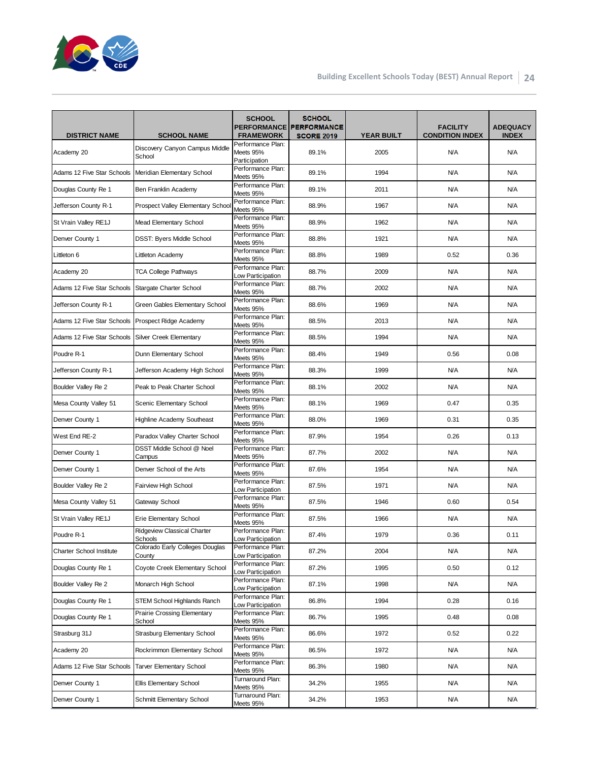| DISTRICT NAME | SCHOOL NAME | SCHOOL PERFORMANCE FRAMEWORK | SCHOOL PERFORMANCE SCORE 2019 | YEAR BUILT | FACILITY CONDITION INDEX | ADEQUACY INDEX |
|---|---|---|---|---|---|---|
| Academy 20 | Discovery Canyon Campus Middle School | Performance Plan: Meets 95% Participation | 89.1% | 2005 | N/A | N/A |
| Adams 12 Five Star Schools | Meridian Elementary School | Performance Plan: Meets 95% | 89.1% | 1994 | N/A | N/A |
| Douglas County Re 1 | Ben Franklin Academy | Performance Plan: Meets 95% | 89.1% | 2011 | N/A | N/A |
| Jefferson County R-1 | Prospect Valley Elementary School | Performance Plan: Meets 95% | 88.9% | 1967 | N/A | N/A |
| St Vrain Valley RE1J | Mead Elementary School | Performance Plan: Meets 95% | 88.9% | 1962 | N/A | N/A |
| Denver County 1 | DSST: Byers Middle School | Performance Plan: Meets 95% | 88.8% | 1921 | N/A | N/A |
| Littleton 6 | Littleton Academy | Performance Plan: Meets 95% | 88.8% | 1989 | 0.52 | 0.36 |
| Academy 20 | TCA College Pathways | Performance Plan: Low Participation | 88.7% | 2009 | N/A | N/A |
| Adams 12 Five Star Schools | Stargate Charter School | Performance Plan: Meets 95% | 88.7% | 2002 | N/A | N/A |
| Jefferson County R-1 | Green Gables Elementary School | Performance Plan: Meets 95% | 88.6% | 1969 | N/A | N/A |
| Adams 12 Five Star Schools | Prospect Ridge Academy | Performance Plan: Meets 95% | 88.5% | 2013 | N/A | N/A |
| Adams 12 Five Star Schools | Silver Creek Elementary | Performance Plan: Meets 95% | 88.5% | 1994 | N/A | N/A |
| Poudre R-1 | Dunn Elementary School | Performance Plan: Meets 95% | 88.4% | 1949 | 0.56 | 0.08 |
| Jefferson County R-1 | Jefferson Academy High School | Performance Plan: Meets 95% | 88.3% | 1999 | N/A | N/A |
| Boulder Valley Re 2 | Peak to Peak Charter School | Performance Plan: Meets 95% | 88.1% | 2002 | N/A | N/A |
| Mesa County Valley 51 | Scenic Elementary School | Performance Plan: Meets 95% | 88.1% | 1969 | 0.47 | 0.35 |
| Denver County 1 | Highline Academy Southeast | Performance Plan: Meets 95% | 88.0% | 1969 | 0.31 | 0.35 |
| West End RE-2 | Paradox Valley Charter School | Performance Plan: Meets 95% | 87.9% | 1954 | 0.26 | 0.13 |
| Denver County 1 | DSST Middle School @ Noel Campus | Performance Plan: Meets 95% | 87.7% | 2002 | N/A | N/A |
| Denver County 1 | Denver School of the Arts | Performance Plan: Meets 95% | 87.6% | 1954 | N/A | N/A |
| Boulder Valley Re 2 | Fairview High School | Performance Plan: Low Participation | 87.5% | 1971 | N/A | N/A |
| Mesa County Valley 51 | Gateway School | Performance Plan: Meets 95% | 87.5% | 1946 | 0.60 | 0.54 |
| St Vrain Valley RE1J | Erie Elementary School | Performance Plan: Meets 95% | 87.5% | 1966 | N/A | N/A |
| Poudre R-1 | Ridgeview Classical Charter Schools | Performance Plan: Low Participation | 87.4% | 1979 | 0.36 | 0.11 |
| Charter School Institute | Colorado Early Colleges Douglas County | Performance Plan: Low Participation | 87.2% | 2004 | N/A | N/A |
| Douglas County Re 1 | Coyote Creek Elementary School | Performance Plan: Low Participation | 87.2% | 1995 | 0.50 | 0.12 |
| Boulder Valley Re 2 | Monarch High School | Performance Plan: Low Participation | 87.1% | 1998 | N/A | N/A |
| Douglas County Re 1 | STEM School Highlands Ranch | Performance Plan: Low Participation | 86.8% | 1994 | 0.28 | 0.16 |
| Douglas County Re 1 | Prairie Crossing Elementary School | Performance Plan: Meets 95% | 86.7% | 1995 | 0.48 | 0.08 |
| Strasburg 31J | Strasburg Elementary School | Performance Plan: Meets 95% | 86.6% | 1972 | 0.52 | 0.22 |
| Academy 20 | Rockrimmon Elementary School | Performance Plan: Meets 95% | 86.5% | 1972 | N/A | N/A |
| Adams 12 Five Star Schools | Tarver Elementary School | Performance Plan: Meets 95% | 86.3% | 1980 | N/A | N/A |
| Denver County 1 | Ellis Elementary School | Turnaround Plan: Meets 95% | 34.2% | 1955 | N/A | N/A |
| Denver County 1 | Schmitt Elementary School | Turnaround Plan: Meets 95% | 34.2% | 1953 | N/A | N/A |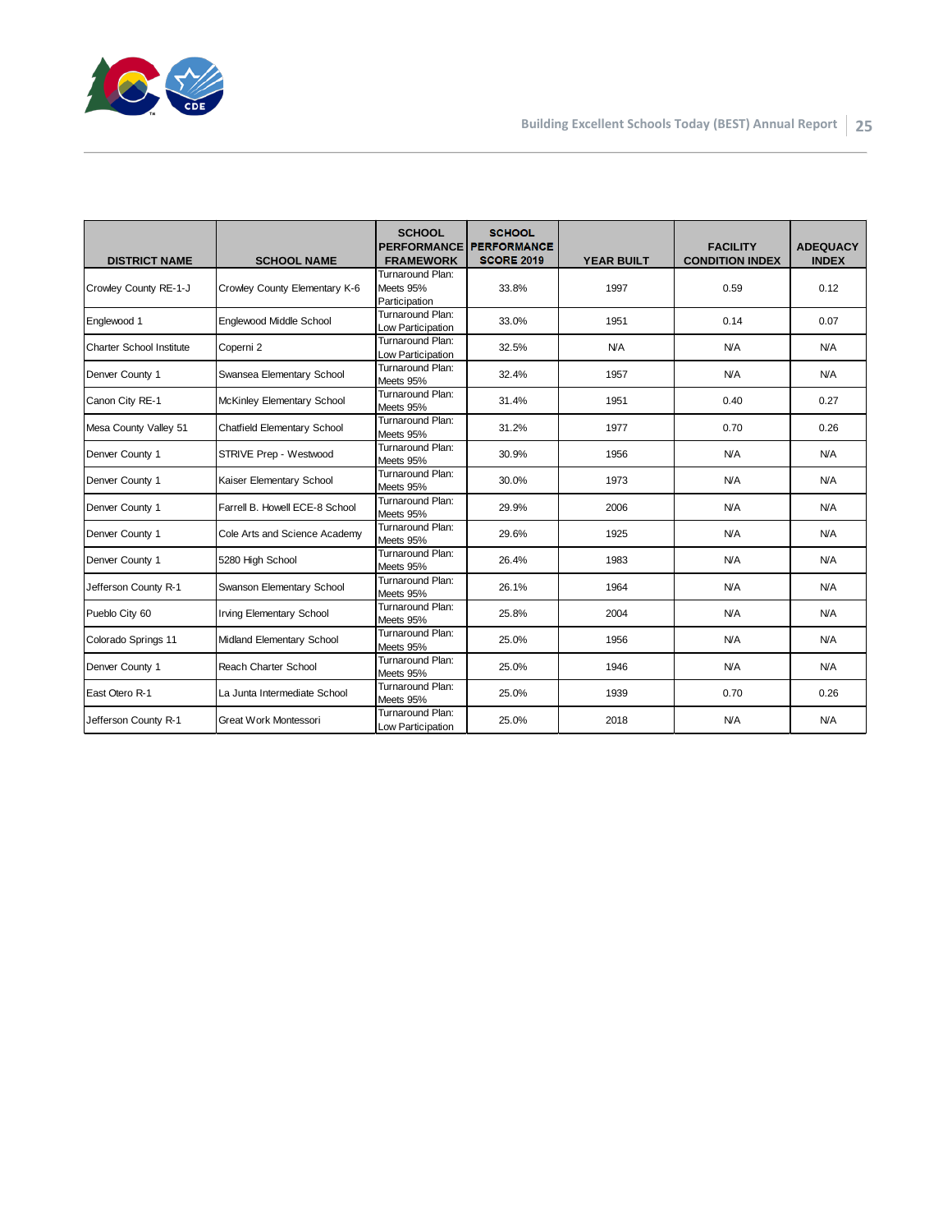| DISTRICT NAME | SCHOOL NAME | SCHOOL PERFORMANCE FRAMEWORK | SCHOOL PERFORMANCE SCORE 2019 | YEAR BUILT | FACILITY CONDITION INDEX | ADEQUACY INDEX |
|---|---|---|---|---|---|---|
| Crowley County RE-1-J | Crowley County Elementary K-6 | Turnaround Plan: Meets 95% Participation | 33.8% | 1997 | 0.59 | 0.12 |
| Englewood 1 | Englewood Middle School | Turnaround Plan: Low Participation | 33.0% | 1951 | 0.14 | 0.07 |
| Charter School Institute | Coperni 2 | Turnaround Plan: Low Participation | 32.5% | N/A | N/A | N/A |
| Denver County 1 | Swansea Elementary School | Turnaround Plan: Meets 95% | 32.4% | 1957 | N/A | N/A |
| Canon City RE-1 | McKinley Elementary School | Turnaround Plan: Meets 95% | 31.4% | 1951 | 0.40 | 0.27 |
| Mesa County Valley 51 | Chatfield Elementary School | Turnaround Plan: Meets 95% | 31.2% | 1977 | 0.70 | 0.26 |
| Denver County 1 | STRIVE Prep - Westwood | Turnaround Plan: Meets 95% | 30.9% | 1956 | N/A | N/A |
| Denver County 1 | Kaiser Elementary School | Turnaround Plan: Meets 95% | 30.0% | 1973 | N/A | N/A |
| Denver County 1 | Farrell B. Howell ECE-8 School | Turnaround Plan: Meets 95% | 29.9% | 2006 | N/A | N/A |
| Denver County 1 | Cole Arts and Science Academy | Turnaround Plan: Meets 95% | 29.6% | 1925 | N/A | N/A |
| Denver County 1 | 5280 High School | Turnaround Plan: Meets 95% | 26.4% | 1983 | N/A | N/A |
| Jefferson County R-1 | Swanson Elementary School | Turnaround Plan: Meets 95% | 26.1% | 1964 | N/A | N/A |
| Pueblo City 60 | Irving Elementary School | Turnaround Plan: Meets 95% | 25.8% | 2004 | N/A | N/A |
| Colorado Springs 11 | Midland Elementary School | Turnaround Plan: Meets 95% | 25.0% | 1956 | N/A | N/A |
| Denver County 1 | Reach Charter School | Turnaround Plan: Meets 95% | 25.0% | 1946 | N/A | N/A |
| East Otero R-1 | La Junta Intermediate School | Turnaround Plan: Meets 95% | 25.0% | 1939 | 0.70 | 0.26 |
| Jefferson County R-1 | Great Work Montessori | Turnaround Plan: Low Participation | 25.0% | 2018 | N/A | N/A |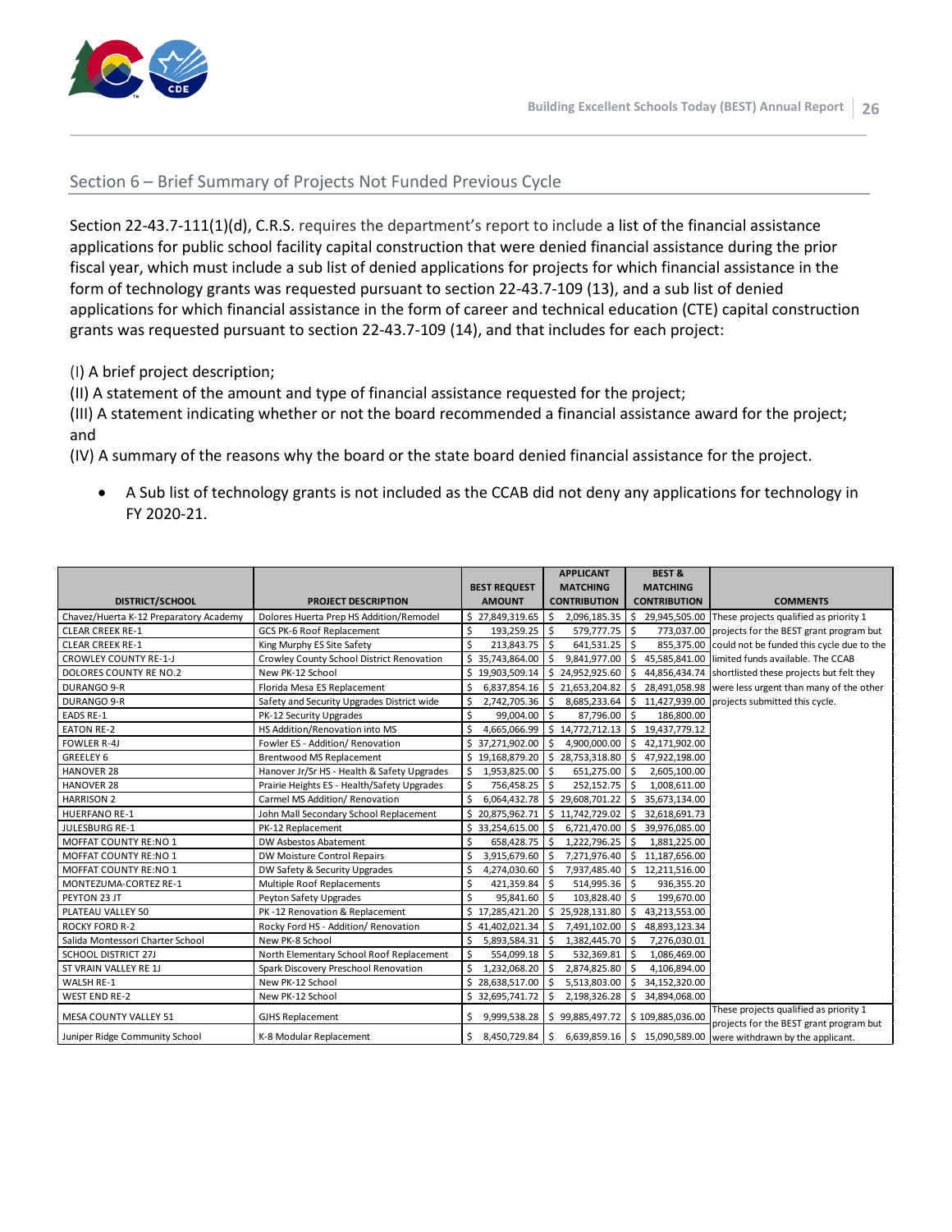## Section 6 – Brief Summary of Projects Not Funded Previous Cycle

Section 22-43.7-111(1)(d), C.R.S. requires the department's report to include a list of the financial assistance applications for public school facility capital construction that were denied financial assistance during the prior fiscal year, which must include a sub list of denied applications for projects for which financial assistance in the form of technology grants was requested pursuant to section 22-43.7-109 (13), and a sub list of denied applications for which financial assistance in the form of career and technical education (CTE) capital construction grants was requested pursuant to section 22-43.7-109 (14), and that includes for each project:

(I) A brief project description;
(II) A statement of the amount and type of financial assistance requested for the project;
(III) A statement indicating whether or not the board recommended a financial assistance award for the project; and
(IV) A summary of the reasons why the board or the state board denied financial assistance for the project.

- A Sub list of technology grants is not included as the CCAB did not deny any applications for technology in FY 2020-21.

| DISTRICT/SCHOOL | PROJECT DESCRIPTION | BEST REQUEST AMOUNT | APPLICANT MATCHING CONTRIBUTION | BEST & MATCHING CONTRIBUTION | COMMENTS |
|---|---|---|---|---|---|
| Chavez/Huerta K-12 Preparatory Academy | Dolores Huerta Prep HS Addition/Remodel | $ 27,849,319.65 | $ 2,096,185.35 | $ 29,945,505.00 | These projects qualified as priority 1 projects for the BEST grant program but could not be funded this cycle due to the limited funds available. The CCAB shortlisted these projects but felt they were less urgent than many of the other projects submitted this cycle. |
| CLEAR CREEK RE-1 | GCS PK-6 Roof Replacement | $ 193,259.25 | $ 579,777.75 | $ 773,037.00 | |
| CLEAR CREEK RE-1 | King Murphy ES Site Safety | $ 213,843.75 | $ 641,531.25 | $ 855,375.00 | |
| CROWLEY COUNTY RE-1-J | Crowley County School District Renovation | $ 35,743,864.00 | $ 9,841,977.00 | $ 45,585,841.00 | |
| DOLORES COUNTY RE NO.2 | New PK-12 School | $ 19,903,509.14 | $ 24,952,925.60 | $ 44,856,434.74 | |
| DURANGO 9-R | Florida Mesa ES Replacement | $ 6,837,854.16 | $ 21,653,204.82 | $ 28,491,058.98 | |
| DURANGO 9-R | Safety and Security Upgrades District wide | $ 2,742,705.36 | $ 8,685,233.64 | $ 11,427,939.00 | |
| EADS RE-1 | PK-12 Security Upgrades | $ 99,004.00 | $ 87,796.00 | $ 186,800.00 | |
| EATON RE-2 | HS Addition/Renovation into MS | $ 4,665,066.99 | $ 14,772,712.13 | $ 19,437,779.12 | |
| FOWLER R-4J | Fowler ES - Addition/ Renovation | $ 37,271,902.00 | $ 4,900,000.00 | $ 42,171,902.00 | |
| GREELEY 6 | Brentwood MS Replacement | $ 19,168,879.20 | $ 28,753,318.80 | $ 47,922,198.00 | |
| HANOVER 28 | Hanover Jr/Sr HS - Health & Safety Upgrades | $ 1,953,825.00 | $ 651,275.00 | $ 2,605,100.00 | |
| HANOVER 28 | Prairie Heights ES - Health/Safety Upgrades | $ 756,458.25 | $ 252,152.75 | $ 1,008,611.00 | |
| HARRISON 2 | Carmel MS Addition/ Renovation | $ 6,064,432.78 | $ 29,608,701.22 | $ 35,673,134.00 | |
| HUERFANO RE-1 | John Mall Secondary School Replacement | $ 20,875,962.71 | $ 11,742,729.02 | $ 32,618,691.73 | |
| JULESBURG RE-1 | PK-12 Replacement | $ 33,254,615.00 | $ 6,721,470.00 | $ 39,976,085.00 | |
| MOFFAT COUNTY RE:NO 1 | DW Asbestos Abatement | $ 658,428.75 | $ 1,222,796.25 | $ 1,881,225.00 | |
| MOFFAT COUNTY RE:NO 1 | DW Moisture Control Repairs | $ 3,915,679.60 | $ 7,271,976.40 | $ 11,187,656.00 | |
| MOFFAT COUNTY RE:NO 1 | DW Safety & Security Upgrades | $ 4,274,030.60 | $ 7,937,485.40 | $ 12,211,516.00 | |
| MONTEZUMA-CORTEZ RE-1 | Multiple Roof Replacements | $ 421,359.84 | $ 514,995.36 | $ 936,355.20 | |
| PEYTON 23 JT | Peyton Safety Upgrades | $ 95,841.60 | $ 103,828.40 | $ 199,670.00 | |
| PLATEAU VALLEY 50 | PK -12 Renovation & Replacement | $ 17,285,421.20 | $ 25,928,131.80 | $ 43,213,553.00 | |
| ROCKY FORD R-2 | Rocky Ford HS - Addition/ Renovation | $ 41,402,021.34 | $ 7,491,102.00 | $ 48,893,123.34 | |
| Salida Montessori Charter School | New PK-8 School | $ 5,893,584.31 | $ 1,382,445.70 | $ 7,276,030.01 | |
| SCHOOL DISTRICT 27J | North Elementary School Roof Replacement | $ 554,099.18 | $ 532,369.81 | $ 1,086,469.00 | |
| ST VRAIN VALLEY RE 1J | Spark Discovery Preschool Renovation | $ 1,232,068.20 | $ 2,874,825.80 | $ 4,106,894.00 | |
| WALSH RE-1 | New PK-12 School | $ 28,638,517.00 | $ 5,513,803.00 | $ 34,152,320.00 | |
| WEST END RE-2 | New PK-12 School | $ 32,695,741.72 | $ 2,198,326.28 | $ 34,894,068.00 | |
| MESA COUNTY VALLEY 51 | GJHS Replacement | $ 9,999,538.28 | $ 99,885,497.72 | $ 109,885,036.00 | These projects qualified as priority 1 projects for the BEST grant program but were withdrawn by the applicant. |
| Juniper Ridge Community School | K-8 Modular Replacement | $ 8,450,729.84 | $ 6,639,859.16 | $ 15,090,589.00 | |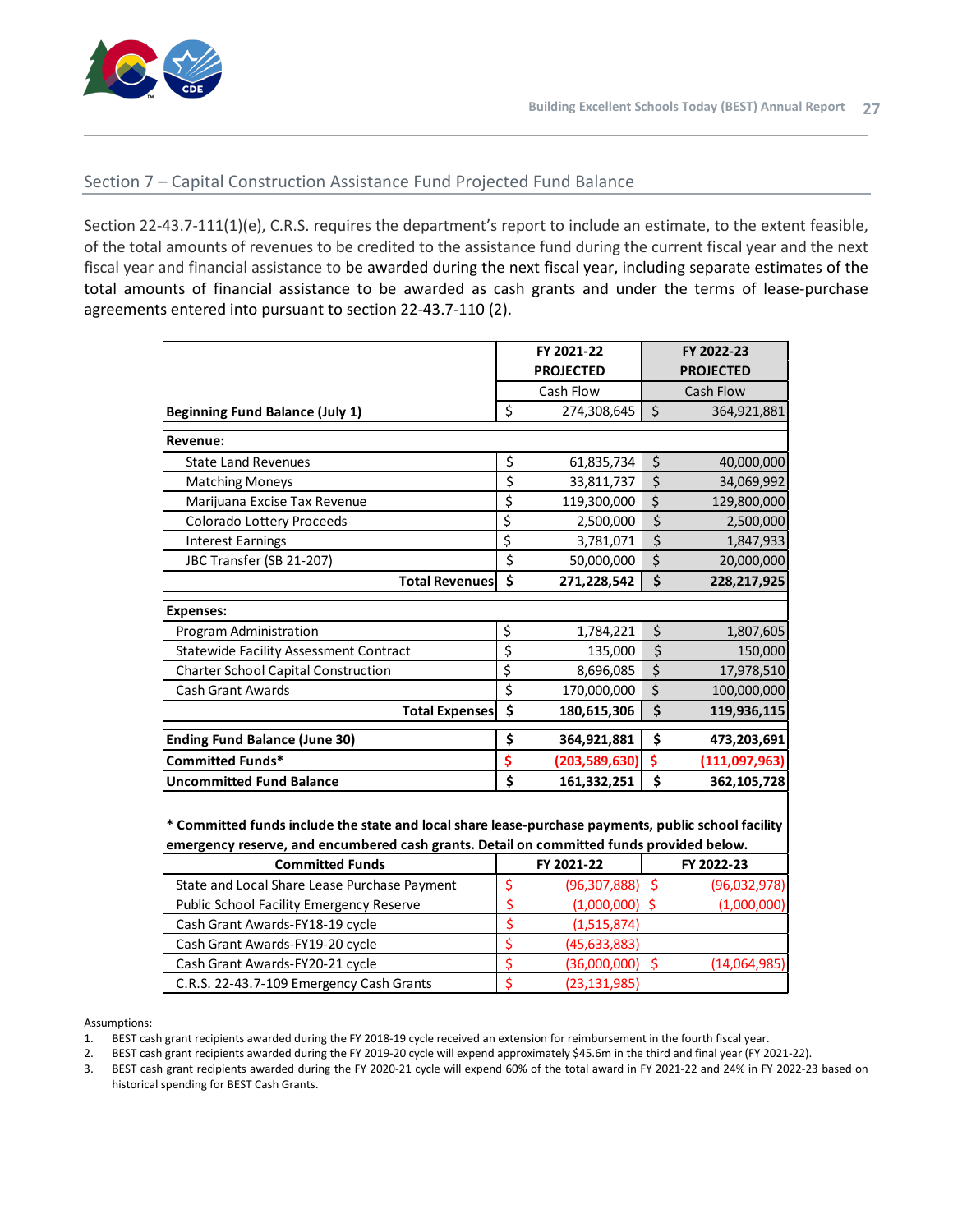## Section 7 – Capital Construction Assistance Fund Projected Fund Balance

Section 22-43.7-111(1)(e), C.R.S. requires the department's report to include an estimate, to the extent feasible, of the total amounts of revenues to be credited to the assistance fund during the current fiscal year and the next fiscal year and financial assistance to be awarded during the next fiscal year, including separate estimates of the total amounts of financial assistance to be awarded as cash grants and under the terms of lease-purchase agreements entered into pursuant to section 22-43.7-110 (2).

| | FY 2021-22 PROJECTED Cash Flow | FY 2022-23 PROJECTED Cash Flow |
|---|---|---|
| **Beginning Fund Balance (July 1)** | $ 274,308,645 | $ 364,921,881 |
| **Revenue:** | | |
| State Land Revenues | $ 61,835,734 | $ 40,000,000 |
| Matching Moneys | $ 33,811,737 | $ 34,069,992 |
| Marijuana Excise Tax Revenue | $ 119,300,000 | $ 129,800,000 |
| Colorado Lottery Proceeds | $ 2,500,000 | $ 2,500,000 |
| Interest Earnings | $ 3,781,071 | $ 1,847,933 |
| JBC Transfer (SB 21-207) | $ 50,000,000 | $ 20,000,000 |
| **Total Revenues** | **$ 271,228,542** | **$ 228,217,925** |
| **Expenses:** | | |
| Program Administration | $ 1,784,221 | $ 1,807,605 |
| Statewide Facility Assessment Contract | $ 135,000 | $ 150,000 |
| Charter School Capital Construction | $ 8,696,085 | $ 17,978,510 |
| Cash Grant Awards | $ 170,000,000 | $ 100,000,000 |
| **Total Expenses** | **$ 180,615,306** | **$ 119,936,115** |
| **Ending Fund Balance (June 30)** | **$ 364,921,881** | **$ 473,203,691** |
| **Committed Funds*** | **$ (203,589,630)** | **$ (111,097,963)** |
| **Uncommitted Fund Balance** | **$ 161,332,251** | **$ 362,105,728** |

**\* Committed funds include the state and local share lease-purchase payments, public school facility emergency reserve, and encumbered cash grants. Detail on committed funds provided below.**

| Committed Funds | FY 2021-22 | FY 2022-23 |
|---|---|---|
| State and Local Share Lease Purchase Payment | $ (96,307,888) | $ (96,032,978) |
| Public School Facility Emergency Reserve | $ (1,000,000) | $ (1,000,000) |
| Cash Grant Awards-FY18-19 cycle | $ (1,515,874) | |
| Cash Grant Awards-FY19-20 cycle | $ (45,633,883) | |
| Cash Grant Awards-FY20-21 cycle | $ (36,000,000) | $ (14,064,985) |
| C.R.S. 22-43.7-109 Emergency Cash Grants | $ (23,131,985) | |

Assumptions:

1. BEST cash grant recipients awarded during the FY 2018-19 cycle received an extension for reimbursement in the fourth fiscal year.
2. BEST cash grant recipients awarded during the FY 2019-20 cycle will expend approximately $45.6m in the third and final year (FY 2021-22).
3. BEST cash grant recipients awarded during the FY 2020-21 cycle will expend 60% of the total award in FY 2021-22 and 24% in FY 2022-23 based on historical spending for BEST Cash Grants.